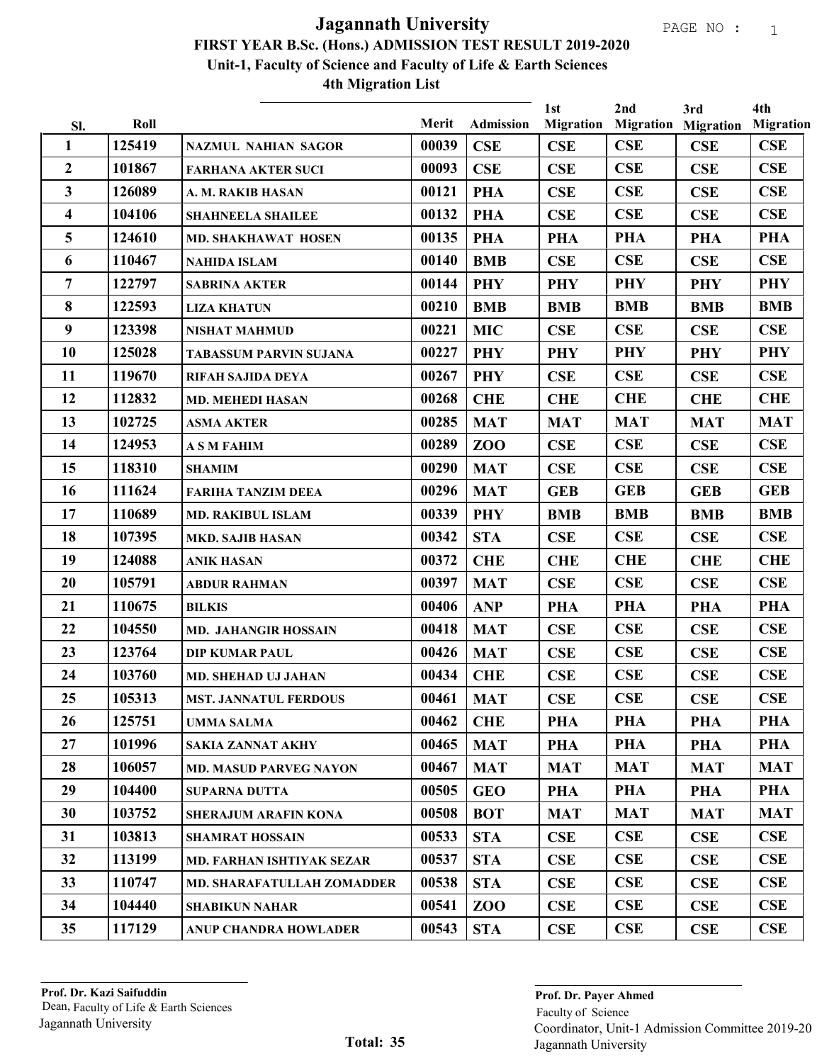# Jagannath University

## FIRST YEAR B.Sc. (Hons.) ADMISSION TEST RESULT 2019-2020

### Unit-1, Faculty of Science and Faculty of Life & Earth Sciences

### 4th Migration List

| Sl. | Roll | | Merit | Admission | 1st Migration | 2nd Migration | 3rd Migration | 4th Migration |
|---|---|---|---|---|---|---|---|---|
| 1 | 125419 | NAZMUL NAHIAN SAGOR | 00039 | CSE | CSE | CSE | CSE | CSE |
| 2 | 101867 | FARHANA AKTER SUCI | 00093 | CSE | CSE | CSE | CSE | CSE |
| 3 | 126089 | A. M. RAKIB HASAN | 00121 | PHA | CSE | CSE | CSE | CSE |
| 4 | 104106 | SHAHNEELA SHAILEE | 00132 | PHA | CSE | CSE | CSE | CSE |
| 5 | 124610 | MD. SHAKHAWAT HOSEN | 00135 | PHA | PHA | PHA | PHA | PHA |
| 6 | 110467 | NAHIDA ISLAM | 00140 | BMB | CSE | CSE | CSE | CSE |
| 7 | 122797 | SABRINA AKTER | 00144 | PHY | PHY | PHY | PHY | PHY |
| 8 | 122593 | LIZA KHATUN | 00210 | BMB | BMB | BMB | BMB | BMB |
| 9 | 123398 | NISHAT MAHMUD | 00221 | MIC | CSE | CSE | CSE | CSE |
| 10 | 125028 | TABASSUM PARVIN SUJANA | 00227 | PHY | PHY | PHY | PHY | PHY |
| 11 | 119670 | RIFAH SAJIDA DEYA | 00267 | PHY | CSE | CSE | CSE | CSE |
| 12 | 112832 | MD. MEHEDI HASAN | 00268 | CHE | CHE | CHE | CHE | CHE |
| 13 | 102725 | ASMA AKTER | 00285 | MAT | MAT | MAT | MAT | MAT |
| 14 | 124953 | A S M FAHIM | 00289 | ZOO | CSE | CSE | CSE | CSE |
| 15 | 118310 | SHAMIM | 00290 | MAT | CSE | CSE | CSE | CSE |
| 16 | 111624 | FARIHA TANZIM DEEA | 00296 | MAT | GEB | GEB | GEB | GEB |
| 17 | 110689 | MD. RAKIBUL ISLAM | 00339 | PHY | BMB | BMB | BMB | BMB |
| 18 | 107395 | MKD. SAJIB HASAN | 00342 | STA | CSE | CSE | CSE | CSE |
| 19 | 124088 | ANIK HASAN | 00372 | CHE | CHE | CHE | CHE | CHE |
| 20 | 105791 | ABDUR RAHMAN | 00397 | MAT | CSE | CSE | CSE | CSE |
| 21 | 110675 | BILKIS | 00406 | ANP | PHA | PHA | PHA | PHA |
| 22 | 104550 | MD. JAHANGIR HOSSAIN | 00418 | MAT | CSE | CSE | CSE | CSE |
| 23 | 123764 | DIP KUMAR PAUL | 00426 | MAT | CSE | CSE | CSE | CSE |
| 24 | 103760 | MD. SHEHAD UJ JAHAN | 00434 | CHE | CSE | CSE | CSE | CSE |
| 25 | 105313 | MST. JANNATUL FERDOUS | 00461 | MAT | CSE | CSE | CSE | CSE |
| 26 | 125751 | UMMA SALMA | 00462 | CHE | PHA | PHA | PHA | PHA |
| 27 | 101996 | SAKIA ZANNAT AKHY | 00465 | MAT | PHA | PHA | PHA | PHA |
| 28 | 106057 | MD. MASUD PARVEG NAYON | 00467 | MAT | MAT | MAT | MAT | MAT |
| 29 | 104400 | SUPARNA DUTTA | 00505 | GEO | PHA | PHA | PHA | PHA |
| 30 | 103752 | SHERAJUM ARAFIN KONA | 00508 | BOT | MAT | MAT | MAT | MAT |
| 31 | 103813 | SHAMRAT HOSSAIN | 00533 | STA | CSE | CSE | CSE | CSE |
| 32 | 113199 | MD. FARHAN ISHTIYAK SEZAR | 00537 | STA | CSE | CSE | CSE | CSE |
| 33 | 110747 | MD. SHARAFATULLAH ZOMADDER | 00538 | STA | CSE | CSE | CSE | CSE |
| 34 | 104440 | SHABIKUN NAHAR | 00541 | ZOO | CSE | CSE | CSE | CSE |
| 35 | 117129 | ANUP CHANDRA HOWLADER | 00543 | STA | CSE | CSE | CSE | CSE |

**Total: 35**

**Prof. Dr. Kazi Saifuddin**
Dean, Faculty of Life & Earth Sciences
Jagannath University

**Prof. Dr. Payer Ahmed**
Faculty of Science
Coordinator, Unit-1 Admission Committee 2019-20
Jagannath University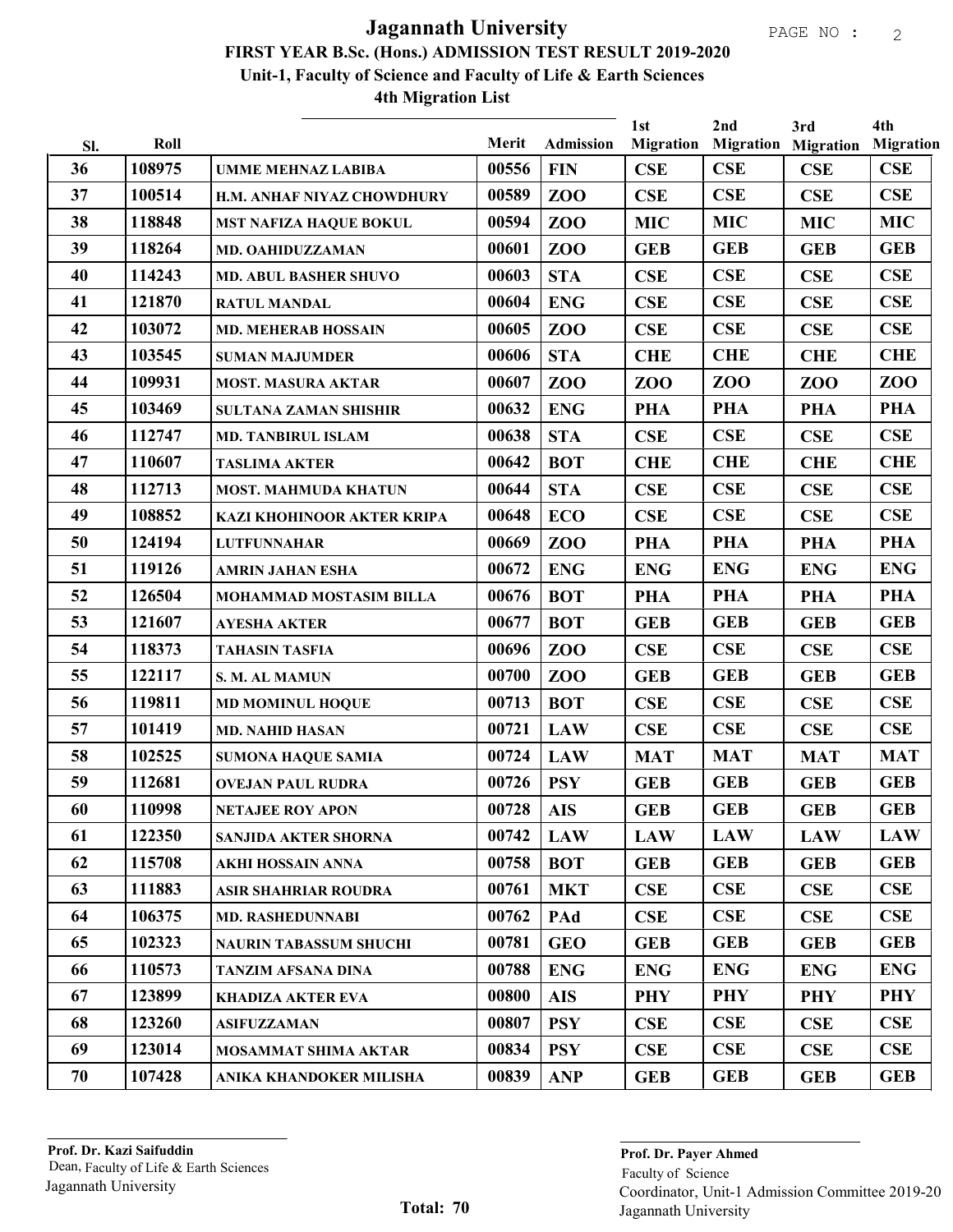# Jagannath University

## FIRST YEAR B.Sc. (Hons.) ADMISSION TEST RESULT 2019-2020

### Unit-1, Faculty of Science and Faculty of Life & Earth Sciences

### 4th Migration List

| Sl. | Roll | | Merit | Admission | 1st Migration | 2nd Migration | 3rd Migration | 4th Migration |
|---|---|---|---|---|---|---|---|---|
| 36 | 108975 | UMME MEHNAZ LABIBA | 00556 | FIN | CSE | CSE | CSE | CSE |
| 37 | 100514 | H.M. ANHAF NIYAZ CHOWDHURY | 00589 | ZOO | CSE | CSE | CSE | CSE |
| 38 | 118848 | MST NAFIZA HAQUE BOKUL | 00594 | ZOO | MIC | MIC | MIC | MIC |
| 39 | 118264 | MD. OAHIDUZZAMAN | 00601 | ZOO | GEB | GEB | GEB | GEB |
| 40 | 114243 | MD. ABUL BASHER SHUVO | 00603 | STA | CSE | CSE | CSE | CSE |
| 41 | 121870 | RATUL MANDAL | 00604 | ENG | CSE | CSE | CSE | CSE |
| 42 | 103072 | MD. MEHERAB HOSSAIN | 00605 | ZOO | CSE | CSE | CSE | CSE |
| 43 | 103545 | SUMAN MAJUMDER | 00606 | STA | CHE | CHE | CHE | CHE |
| 44 | 109931 | MOST. MASURA AKTAR | 00607 | ZOO | ZOO | ZOO | ZOO | ZOO |
| 45 | 103469 | SULTANA ZAMAN SHISHIR | 00632 | ENG | PHA | PHA | PHA | PHA |
| 46 | 112747 | MD. TANBIRUL ISLAM | 00638 | STA | CSE | CSE | CSE | CSE |
| 47 | 110607 | TASLIMA AKTER | 00642 | BOT | CHE | CHE | CHE | CHE |
| 48 | 112713 | MOST. MAHMUDA KHATUN | 00644 | STA | CSE | CSE | CSE | CSE |
| 49 | 108852 | KAZI KHOHINOOR AKTER KRIPA | 00648 | ECO | CSE | CSE | CSE | CSE |
| 50 | 124194 | LUTFUNNAHAR | 00669 | ZOO | PHA | PHA | PHA | PHA |
| 51 | 119126 | AMRIN JAHAN ESHA | 00672 | ENG | ENG | ENG | ENG | ENG |
| 52 | 126504 | MOHAMMAD MOSTASIM BILLA | 00676 | BOT | PHA | PHA | PHA | PHA |
| 53 | 121607 | AYESHA AKTER | 00677 | BOT | GEB | GEB | GEB | GEB |
| 54 | 118373 | TAHASIN TASFIA | 00696 | ZOO | CSE | CSE | CSE | CSE |
| 55 | 122117 | S. M. AL MAMUN | 00700 | ZOO | GEB | GEB | GEB | GEB |
| 56 | 119811 | MD MOMINUL HOQUE | 00713 | BOT | CSE | CSE | CSE | CSE |
| 57 | 101419 | MD. NAHID HASAN | 00721 | LAW | CSE | CSE | CSE | CSE |
| 58 | 102525 | SUMONA HAQUE SAMIA | 00724 | LAW | MAT | MAT | MAT | MAT |
| 59 | 112681 | OVEJAN PAUL RUDRA | 00726 | PSY | GEB | GEB | GEB | GEB |
| 60 | 110998 | NETAJEE ROY APON | 00728 | AIS | GEB | GEB | GEB | GEB |
| 61 | 122350 | SANJIDA AKTER SHORNA | 00742 | LAW | LAW | LAW | LAW | LAW |
| 62 | 115708 | AKHI HOSSAIN ANNA | 00758 | BOT | GEB | GEB | GEB | GEB |
| 63 | 111883 | ASIR SHAHRIAR ROUDRA | 00761 | MKT | CSE | CSE | CSE | CSE |
| 64 | 106375 | MD. RASHEDUNNABI | 00762 | PAd | CSE | CSE | CSE | CSE |
| 65 | 102323 | NAURIN TABASSUM SHUCHI | 00781 | GEO | GEB | GEB | GEB | GEB |
| 66 | 110573 | TANZIM AFSANA DINA | 00788 | ENG | ENG | ENG | ENG | ENG |
| 67 | 123899 | KHADIZA AKTER EVA | 00800 | AIS | PHY | PHY | PHY | PHY |
| 68 | 123260 | ASIFUZZAMAN | 00807 | PSY | CSE | CSE | CSE | CSE |
| 69 | 123014 | MOSAMMAT SHIMA AKTAR | 00834 | PSY | CSE | CSE | CSE | CSE |
| 70 | 107428 | ANIKA KHANDOKER MILISHA | 00839 | ANP | GEB | GEB | GEB | GEB |

**Total: 70**

**Prof. Dr. Kazi Saifuddin**
Dean, Faculty of Life & Earth Sciences
Jagannath University

**Prof. Dr. Payer Ahmed**
Faculty of Science
Coordinator, Unit-1 Admission Committee 2019-20
Jagannath University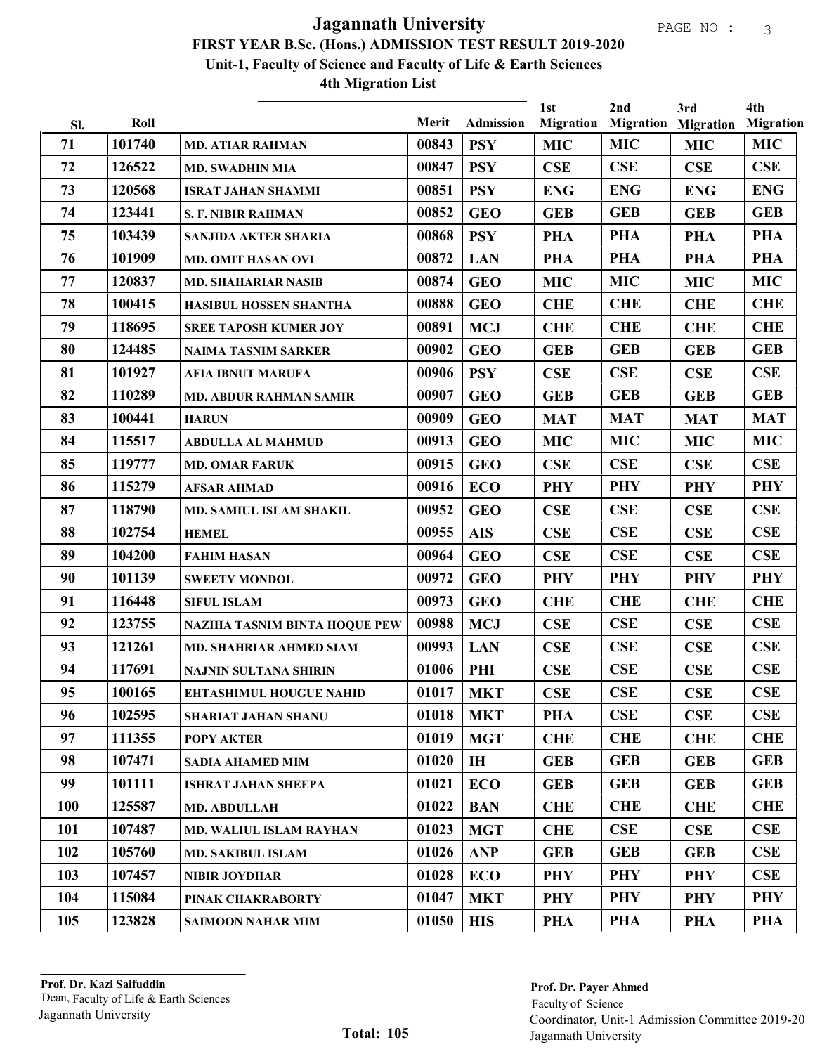# Jagannath University

## FIRST YEAR B.Sc. (Hons.) ADMISSION TEST RESULT 2019-2020

### Unit-1, Faculty of Science and Faculty of Life & Earth Sciences

### 4th Migration List

| Sl. | Roll | | Merit | Admission | 1st Migration | 2nd Migration | 3rd Migration | 4th Migration |
|---|---|---|---|---|---|---|---|---|
| 71 | 101740 | MD. ATIAR RAHMAN | 00843 | PSY | MIC | MIC | MIC | MIC |
| 72 | 126522 | MD. SWADHIN MIA | 00847 | PSY | CSE | CSE | CSE | CSE |
| 73 | 120568 | ISRAT JAHAN SHAMMI | 00851 | PSY | ENG | ENG | ENG | ENG |
| 74 | 123441 | S. F. NIBIR RAHMAN | 00852 | GEO | GEB | GEB | GEB | GEB |
| 75 | 103439 | SANJIDA AKTER SHARIA | 00868 | PSY | PHA | PHA | PHA | PHA |
| 76 | 101909 | MD. OMIT HASAN OVI | 00872 | LAN | PHA | PHA | PHA | PHA |
| 77 | 120837 | MD. SHAHARIAR NASIB | 00874 | GEO | MIC | MIC | MIC | MIC |
| 78 | 100415 | HASIBUL HOSSEN SHANTHA | 00888 | GEO | CHE | CHE | CHE | CHE |
| 79 | 118695 | SREE TAPOSH KUMER JOY | 00891 | MCJ | CHE | CHE | CHE | CHE |
| 80 | 124485 | NAIMA TASNIM SARKER | 00902 | GEO | GEB | GEB | GEB | GEB |
| 81 | 101927 | AFIA IBNUT MARUFA | 00906 | PSY | CSE | CSE | CSE | CSE |
| 82 | 110289 | MD. ABDUR RAHMAN SAMIR | 00907 | GEO | GEB | GEB | GEB | GEB |
| 83 | 100441 | HARUN | 00909 | GEO | MAT | MAT | MAT | MAT |
| 84 | 115517 | ABDULLA AL MAHMUD | 00913 | GEO | MIC | MIC | MIC | MIC |
| 85 | 119777 | MD. OMAR FARUK | 00915 | GEO | CSE | CSE | CSE | CSE |
| 86 | 115279 | AFSAR AHMAD | 00916 | ECO | PHY | PHY | PHY | PHY |
| 87 | 118790 | MD. SAMIUL ISLAM SHAKIL | 00952 | GEO | CSE | CSE | CSE | CSE |
| 88 | 102754 | HEMEL | 00955 | AIS | CSE | CSE | CSE | CSE |
| 89 | 104200 | FAHIM HASAN | 00964 | GEO | CSE | CSE | CSE | CSE |
| 90 | 101139 | SWEETY MONDOL | 00972 | GEO | PHY | PHY | PHY | PHY |
| 91 | 116448 | SIFUL ISLAM | 00973 | GEO | CHE | CHE | CHE | CHE |
| 92 | 123755 | NAZIHA TASNIM BINTA HOQUE PEW | 00988 | MCJ | CSE | CSE | CSE | CSE |
| 93 | 121261 | MD. SHAHRIAR AHMED SIAM | 00993 | LAN | CSE | CSE | CSE | CSE |
| 94 | 117691 | NAJNIN SULTANA SHIRIN | 01006 | PHI | CSE | CSE | CSE | CSE |
| 95 | 100165 | EHTASHIMUL HOUGUE NAHID | 01017 | MKT | CSE | CSE | CSE | CSE |
| 96 | 102595 | SHARIAT JAHAN SHANU | 01018 | MKT | PHA | CSE | CSE | CSE |
| 97 | 111355 | POPY AKTER | 01019 | MGT | CHE | CHE | CHE | CHE |
| 98 | 107471 | SADIA AHAMED MIM | 01020 | IH | GEB | GEB | GEB | GEB |
| 99 | 101111 | ISHRAT JAHAN SHEEPA | 01021 | ECO | GEB | GEB | GEB | GEB |
| 100 | 125587 | MD. ABDULLAH | 01022 | BAN | CHE | CHE | CHE | CHE |
| 101 | 107487 | MD. WALIUL ISLAM RAYHAN | 01023 | MGT | CHE | CSE | CSE | CSE |
| 102 | 105760 | MD. SAKIBUL ISLAM | 01026 | ANP | GEB | GEB | GEB | CSE |
| 103 | 107457 | NIBIR JOYDHAR | 01028 | ECO | PHY | PHY | PHY | CSE |
| 104 | 115084 | PINAK CHAKRABORTY | 01047 | MKT | PHY | PHY | PHY | PHY |
| 105 | 123828 | SAIMOON NAHAR MIM | 01050 | HIS | PHA | PHA | PHA | PHA |

**Prof. Dr. Kazi Saifuddin**
Dean, Faculty of Life & Earth Sciences
Jagannath University

**Total: 105**

**Prof. Dr. Payer Ahmed**
Faculty of Science
Coordinator, Unit-1 Admission Committee 2019-20
Jagannath University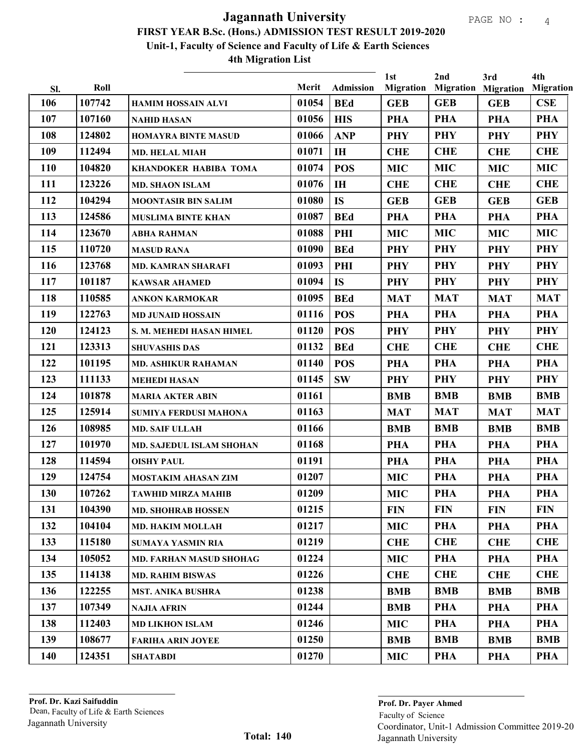# Jagannath University

## FIRST YEAR B.Sc. (Hons.) ADMISSION TEST RESULT 2019-2020

### Unit-1, Faculty of Science and Faculty of Life & Earth Sciences

### 4th Migration List

| Sl. | Roll | | Merit | Admission | 1st Migration | 2nd Migration | 3rd Migration | 4th Migration |
|---|---|---|---|---|---|---|---|---|
| 106 | 107742 | HAMIM HOSSAIN ALVI | 01054 | BEd | GEB | GEB | GEB | CSE |
| 107 | 107160 | NAHID HASAN | 01056 | HIS | PHA | PHA | PHA | PHA |
| 108 | 124802 | HOMAYRA BINTE MASUD | 01066 | ANP | PHY | PHY | PHY | PHY |
| 109 | 112494 | MD. HELAL MIAH | 01071 | IH | CHE | CHE | CHE | CHE |
| 110 | 104820 | KHANDOKER HABIBA TOMA | 01074 | POS | MIC | MIC | MIC | MIC |
| 111 | 123226 | MD. SHAON ISLAM | 01076 | IH | CHE | CHE | CHE | CHE |
| 112 | 104294 | MOONTASIR BIN SALIM | 01080 | IS | GEB | GEB | GEB | GEB |
| 113 | 124586 | MUSLIMA BINTE KHAN | 01087 | BEd | PHA | PHA | PHA | PHA |
| 114 | 123670 | ABHA RAHMAN | 01088 | PHI | MIC | MIC | MIC | MIC |
| 115 | 110720 | MASUD RANA | 01090 | BEd | PHY | PHY | PHY | PHY |
| 116 | 123768 | MD. KAMRAN SHARAFI | 01093 | PHI | PHY | PHY | PHY | PHY |
| 117 | 101187 | KAWSAR AHAMED | 01094 | IS | PHY | PHY | PHY | PHY |
| 118 | 110585 | ANKON KARMOKAR | 01095 | BEd | MAT | MAT | MAT | MAT |
| 119 | 122763 | MD JUNAID HOSSAIN | 01116 | POS | PHA | PHA | PHA | PHA |
| 120 | 124123 | S. M. MEHEDI HASAN HIMEL | 01120 | POS | PHY | PHY | PHY | PHY |
| 121 | 123313 | SHUVASHIS DAS | 01132 | BEd | CHE | CHE | CHE | CHE |
| 122 | 101195 | MD. ASHIKUR RAHAMAN | 01140 | POS | PHA | PHA | PHA | PHA |
| 123 | 111133 | MEHEDI HASAN | 01145 | SW | PHY | PHY | PHY | PHY |
| 124 | 101878 | MARIA AKTER ABIN | 01161 | | BMB | BMB | BMB | BMB |
| 125 | 125914 | SUMIYA FERDUSI MAHONA | 01163 | | MAT | MAT | MAT | MAT |
| 126 | 108985 | MD. SAIF ULLAH | 01166 | | BMB | BMB | BMB | BMB |
| 127 | 101970 | MD. SAJEDUL ISLAM SHOHAN | 01168 | | PHA | PHA | PHA | PHA |
| 128 | 114594 | OISHY PAUL | 01191 | | PHA | PHA | PHA | PHA |
| 129 | 124754 | MOSTAKIM AHASAN ZIM | 01207 | | MIC | PHA | PHA | PHA |
| 130 | 107262 | TAWHID MIRZA MAHIB | 01209 | | MIC | PHA | PHA | PHA |
| 131 | 104390 | MD. SHOHRAB HOSSEN | 01215 | | FIN | FIN | FIN | FIN |
| 132 | 104104 | MD. HAKIM MOLLAH | 01217 | | MIC | PHA | PHA | PHA |
| 133 | 115180 | SUMAYA YASMIN RIA | 01219 | | CHE | CHE | CHE | CHE |
| 134 | 105052 | MD. FARHAN MASUD SHOHAG | 01224 | | MIC | PHA | PHA | PHA |
| 135 | 114138 | MD. RAHIM BISWAS | 01226 | | CHE | CHE | CHE | CHE |
| 136 | 122255 | MST. ANIKA BUSHRA | 01238 | | BMB | BMB | BMB | BMB |
| 137 | 107349 | NAJIA AFRIN | 01244 | | BMB | PHA | PHA | PHA |
| 138 | 112403 | MD LIKHON ISLAM | 01246 | | MIC | PHA | PHA | PHA |
| 139 | 108677 | FARIHA ARIN JOYEE | 01250 | | BMB | BMB | BMB | BMB |
| 140 | 124351 | SHATABDI | 01270 | | MIC | PHA | PHA | PHA |

**Total: 140**

**Prof. Dr. Kazi Saifuddin**
Dean, Faculty of Life & Earth Sciences
Jagannath University

**Prof. Dr. Payer Ahmed**
Faculty of Science
Coordinator, Unit-1 Admission Committee 2019-20
Jagannath University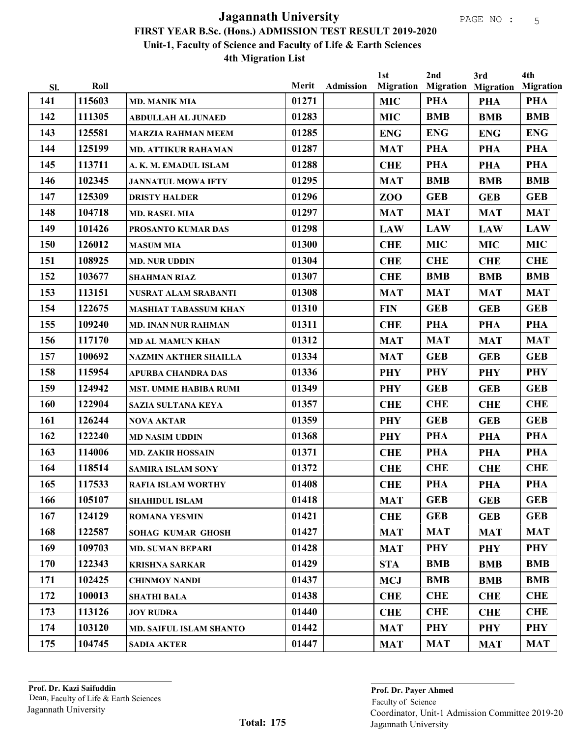# Jagannath University

## FIRST YEAR B.Sc. (Hons.) ADMISSION TEST RESULT 2019-2020

### Unit-1, Faculty of Science and Faculty of Life & Earth Sciences

### 4th Migration List

| Sl. | Roll | | Merit | Admission | 1st Migration | 2nd Migration | 3rd Migration | 4th Migration |
|---|---|---|---|---|---|---|---|---|
| 141 | 115603 | MD. MANIK MIA | 01271 | | MIC | PHA | PHA | PHA |
| 142 | 111305 | ABDULLAH AL JUNAED | 01283 | | MIC | BMB | BMB | BMB |
| 143 | 125581 | MARZIA RAHMAN MEEM | 01285 | | ENG | ENG | ENG | ENG |
| 144 | 125199 | MD. ATTIKUR RAHAMAN | 01287 | | MAT | PHA | PHA | PHA |
| 145 | 113711 | A. K. M. EMADUL ISLAM | 01288 | | CHE | PHA | PHA | PHA |
| 146 | 102345 | JANNATUL MOWA IFTY | 01295 | | MAT | BMB | BMB | BMB |
| 147 | 125309 | DRISTY HALDER | 01296 | | ZOO | GEB | GEB | GEB |
| 148 | 104718 | MD. RASEL MIA | 01297 | | MAT | MAT | MAT | MAT |
| 149 | 101426 | PROSANTO KUMAR DAS | 01298 | | LAW | LAW | LAW | LAW |
| 150 | 126012 | MASUM MIA | 01300 | | CHE | MIC | MIC | MIC |
| 151 | 108925 | MD. NUR UDDIN | 01304 | | CHE | CHE | CHE | CHE |
| 152 | 103677 | SHAHMAN RIAZ | 01307 | | CHE | BMB | BMB | BMB |
| 153 | 113151 | NUSRAT ALAM SRABANTI | 01308 | | MAT | MAT | MAT | MAT |
| 154 | 122675 | MASHIAT TABASSUM KHAN | 01310 | | FIN | GEB | GEB | GEB |
| 155 | 109240 | MD. INAN NUR RAHMAN | 01311 | | CHE | PHA | PHA | PHA |
| 156 | 117170 | MD AL MAMUN KHAN | 01312 | | MAT | MAT | MAT | MAT |
| 157 | 100692 | NAZMIN AKTHER SHAILLA | 01334 | | MAT | GEB | GEB | GEB |
| 158 | 115954 | APURBA CHANDRA DAS | 01336 | | PHY | PHY | PHY | PHY |
| 159 | 124942 | MST. UMME HABIBA RUMI | 01349 | | PHY | GEB | GEB | GEB |
| 160 | 122904 | SAZIA SULTANA KEYA | 01357 | | CHE | CHE | CHE | CHE |
| 161 | 126244 | NOVA AKTAR | 01359 | | PHY | GEB | GEB | GEB |
| 162 | 122240 | MD NASIM UDDIN | 01368 | | PHY | PHA | PHA | PHA |
| 163 | 114006 | MD. ZAKIR HOSSAIN | 01371 | | CHE | PHA | PHA | PHA |
| 164 | 118514 | SAMIRA ISLAM SONY | 01372 | | CHE | CHE | CHE | CHE |
| 165 | 117533 | RAFIA ISLAM WORTHY | 01408 | | CHE | PHA | PHA | PHA |
| 166 | 105107 | SHAHIDUL ISLAM | 01418 | | MAT | GEB | GEB | GEB |
| 167 | 124129 | ROMANA YESMIN | 01421 | | CHE | GEB | GEB | GEB |
| 168 | 122587 | SOHAG KUMAR GHOSH | 01427 | | MAT | MAT | MAT | MAT |
| 169 | 109703 | MD. SUMAN BEPARI | 01428 | | MAT | PHY | PHY | PHY |
| 170 | 122343 | KRISHNA SARKAR | 01429 | | STA | BMB | BMB | BMB |
| 171 | 102425 | CHINMOY NANDI | 01437 | | MCJ | BMB | BMB | BMB |
| 172 | 100013 | SHATHI BALA | 01438 | | CHE | CHE | CHE | CHE |
| 173 | 113126 | JOY RUDRA | 01440 | | CHE | CHE | CHE | CHE |
| 174 | 103120 | MD. SAIFUL ISLAM SHANTO | 01442 | | MAT | PHY | PHY | PHY |
| 175 | 104745 | SADIA AKTER | 01447 | | MAT | MAT | MAT | MAT |

**Prof. Dr. Kazi Saifuddin**
Dean, Faculty of Life & Earth Sciences
Jagannath University

**Total: 175**

**Prof. Dr. Payer Ahmed**
Faculty of Science
Coordinator, Unit-1 Admission Committee 2019-20
Jagannath University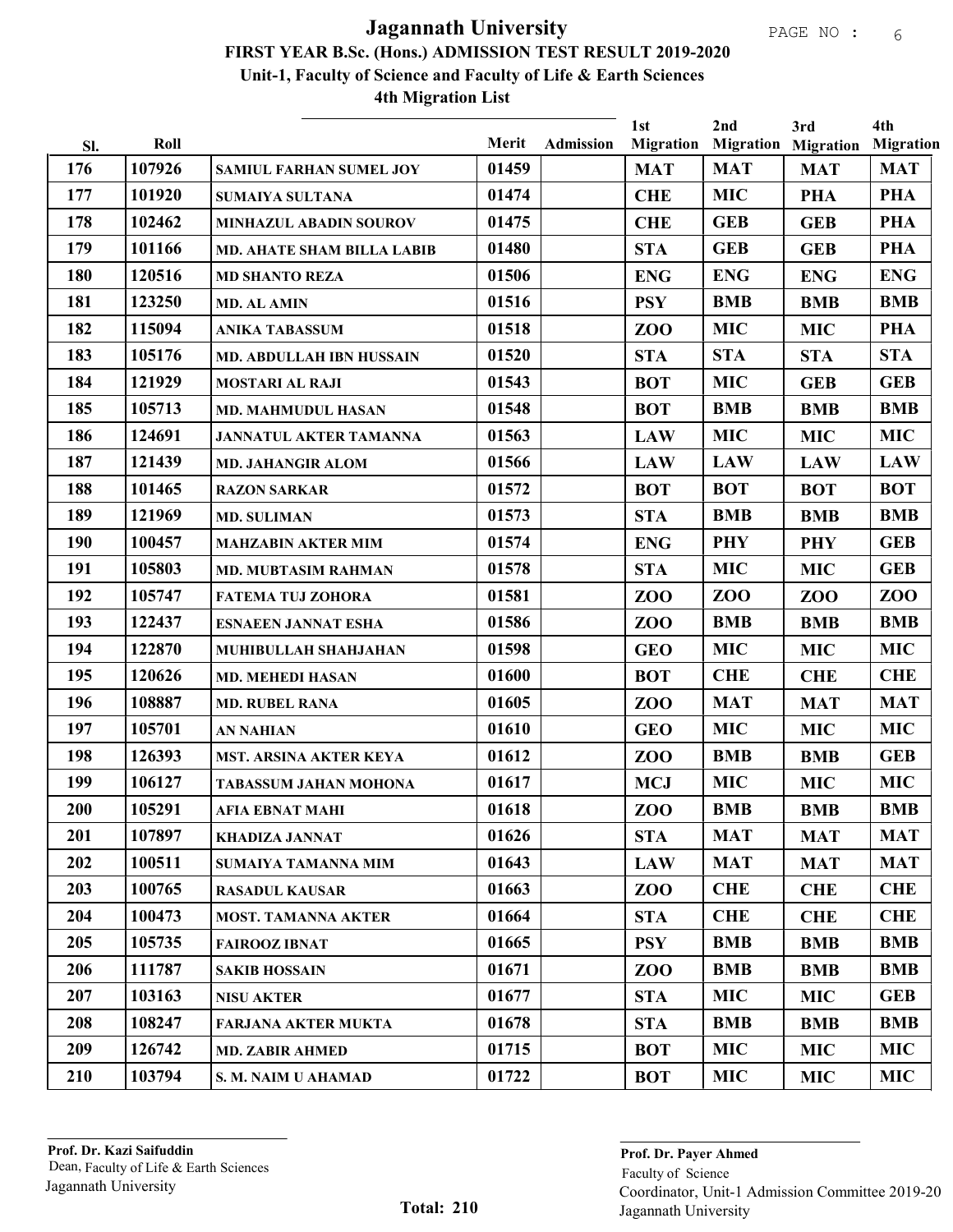# Jagannath University

## FIRST YEAR B.Sc. (Hons.) ADMISSION TEST RESULT 2019-2020

### Unit-1, Faculty of Science and Faculty of Life & Earth Sciences

### 4th Migration List

| Sl. | Roll | | Merit | Admission | 1st Migration | 2nd Migration | 3rd Migration | 4th Migration |
|---|---|---|---|---|---|---|---|---|
| 176 | 107926 | SAMIUL FARHAN SUMEL JOY | 01459 | | MAT | MAT | MAT | MAT |
| 177 | 101920 | SUMAIYA SULTANA | 01474 | | CHE | MIC | PHA | PHA |
| 178 | 102462 | MINHAZUL ABADIN SOUROV | 01475 | | CHE | GEB | GEB | PHA |
| 179 | 101166 | MD. AHATE SHAM BILLA LABIB | 01480 | | STA | GEB | GEB | PHA |
| 180 | 120516 | MD SHANTO REZA | 01506 | | ENG | ENG | ENG | ENG |
| 181 | 123250 | MD. AL AMIN | 01516 | | PSY | BMB | BMB | BMB |
| 182 | 115094 | ANIKA TABASSUM | 01518 | | ZOO | MIC | MIC | PHA |
| 183 | 105176 | MD. ABDULLAH IBN HUSSAIN | 01520 | | STA | STA | STA | STA |
| 184 | 121929 | MOSTARI AL RAJI | 01543 | | BOT | MIC | GEB | GEB |
| 185 | 105713 | MD. MAHMUDUL HASAN | 01548 | | BOT | BMB | BMB | BMB |
| 186 | 124691 | JANNATUL AKTER TAMANNA | 01563 | | LAW | MIC | MIC | MIC |
| 187 | 121439 | MD. JAHANGIR ALOM | 01566 | | LAW | LAW | LAW | LAW |
| 188 | 101465 | RAZON SARKAR | 01572 | | BOT | BOT | BOT | BOT |
| 189 | 121969 | MD. SULIMAN | 01573 | | STA | BMB | BMB | BMB |
| 190 | 100457 | MAHZABIN AKTER MIM | 01574 | | ENG | PHY | PHY | GEB |
| 191 | 105803 | MD. MUBTASIM RAHMAN | 01578 | | STA | MIC | MIC | GEB |
| 192 | 105747 | FATEMA TUJ ZOHORA | 01581 | | ZOO | ZOO | ZOO | ZOO |
| 193 | 122437 | ESNAEEN JANNAT ESHA | 01586 | | ZOO | BMB | BMB | BMB |
| 194 | 122870 | MUHIBULLAH SHAHJAHAN | 01598 | | GEO | MIC | MIC | MIC |
| 195 | 120626 | MD. MEHEDI HASAN | 01600 | | BOT | CHE | CHE | CHE |
| 196 | 108887 | MD. RUBEL RANA | 01605 | | ZOO | MAT | MAT | MAT |
| 197 | 105701 | AN NAHIAN | 01610 | | GEO | MIC | MIC | MIC |
| 198 | 126393 | MST. ARSINA AKTER KEYA | 01612 | | ZOO | BMB | BMB | GEB |
| 199 | 106127 | TABASSUM JAHAN MOHONA | 01617 | | MCJ | MIC | MIC | MIC |
| 200 | 105291 | AFIA EBNAT MAHI | 01618 | | ZOO | BMB | BMB | BMB |
| 201 | 107897 | KHADIZA JANNAT | 01626 | | STA | MAT | MAT | MAT |
| 202 | 100511 | SUMAIYA TAMANNA MIM | 01643 | | LAW | MAT | MAT | MAT |
| 203 | 100765 | RASADUL KAUSAR | 01663 | | ZOO | CHE | CHE | CHE |
| 204 | 100473 | MOST. TAMANNA AKTER | 01664 | | STA | CHE | CHE | CHE |
| 205 | 105735 | FAIROOZ IBNAT | 01665 | | PSY | BMB | BMB | BMB |
| 206 | 111787 | SAKIB HOSSAIN | 01671 | | ZOO | BMB | BMB | BMB |
| 207 | 103163 | NISU AKTER | 01677 | | STA | MIC | MIC | GEB |
| 208 | 108247 | FARJANA AKTER MUKTA | 01678 | | STA | BMB | BMB | BMB |
| 209 | 126742 | MD. ZABIR AHMED | 01715 | | BOT | MIC | MIC | MIC |
| 210 | 103794 | S. M. NAIM U AHAMAD | 01722 | | BOT | MIC | MIC | MIC |

**Prof. Dr. Kazi Saifuddin**
Dean, Faculty of Life & Earth Sciences
Jagannath University

**Total: 210**

**Prof. Dr. Payer Ahmed**
Faculty of Science
Coordinator, Unit-1 Admission Committee 2019-20
Jagannath University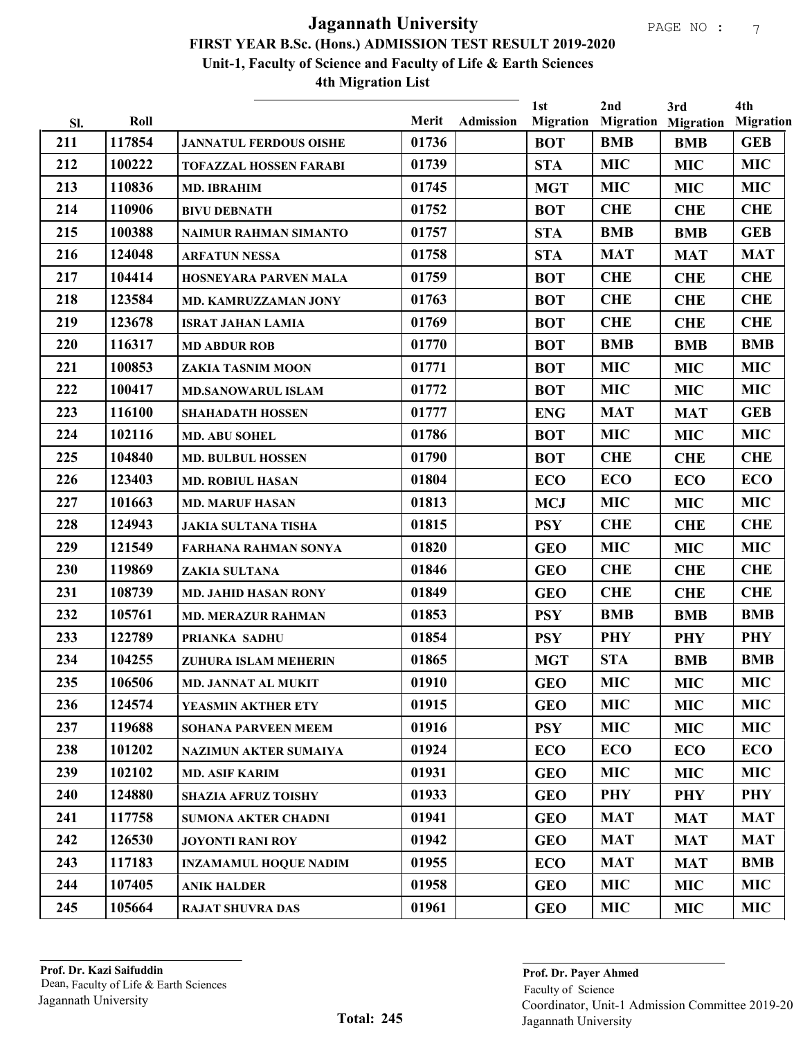# Jagannath University

## FIRST YEAR B.Sc. (Hons.) ADMISSION TEST RESULT 2019-2020

### Unit-1, Faculty of Science and Faculty of Life & Earth Sciences

### 4th Migration List

| Sl. | Roll | | Merit | Admission | 1st Migration | 2nd Migration | 3rd Migration | 4th Migration |
|---|---|---|---|---|---|---|---|---|
| 211 | 117854 | JANNATUL FERDOUS OISHE | 01736 | | BOT | BMB | BMB | GEB |
| 212 | 100222 | TOFAZZAL HOSSEN FARABI | 01739 | | STA | MIC | MIC | MIC |
| 213 | 110836 | MD. IBRAHIM | 01745 | | MGT | MIC | MIC | MIC |
| 214 | 110906 | BIVU DEBNATH | 01752 | | BOT | CHE | CHE | CHE |
| 215 | 100388 | NAIMUR RAHMAN SIMANTO | 01757 | | STA | BMB | BMB | GEB |
| 216 | 124048 | ARFATUN NESSA | 01758 | | STA | MAT | MAT | MAT |
| 217 | 104414 | HOSNEYARA PARVEN MALA | 01759 | | BOT | CHE | CHE | CHE |
| 218 | 123584 | MD. KAMRUZZAMAN JONY | 01763 | | BOT | CHE | CHE | CHE |
| 219 | 123678 | ISRAT JAHAN LAMIA | 01769 | | BOT | CHE | CHE | CHE |
| 220 | 116317 | MD ABDUR ROB | 01770 | | BOT | BMB | BMB | BMB |
| 221 | 100853 | ZAKIA TASNIM MOON | 01771 | | BOT | MIC | MIC | MIC |
| 222 | 100417 | MD.SANOWARUL ISLAM | 01772 | | BOT | MIC | MIC | MIC |
| 223 | 116100 | SHAHADATH HOSSEN | 01777 | | ENG | MAT | MAT | GEB |
| 224 | 102116 | MD. ABU SOHEL | 01786 | | BOT | MIC | MIC | MIC |
| 225 | 104840 | MD. BULBUL HOSSEN | 01790 | | BOT | CHE | CHE | CHE |
| 226 | 123403 | MD. ROBIUL HASAN | 01804 | | ECO | ECO | ECO | ECO |
| 227 | 101663 | MD. MARUF HASAN | 01813 | | MCJ | MIC | MIC | MIC |
| 228 | 124943 | JAKIA SULTANA TISHA | 01815 | | PSY | CHE | CHE | CHE |
| 229 | 121549 | FARHANA RAHMAN SONYA | 01820 | | GEO | MIC | MIC | MIC |
| 230 | 119869 | ZAKIA SULTANA | 01846 | | GEO | CHE | CHE | CHE |
| 231 | 108739 | MD. JAHID HASAN RONY | 01849 | | GEO | CHE | CHE | CHE |
| 232 | 105761 | MD. MERAZUR RAHMAN | 01853 | | PSY | BMB | BMB | BMB |
| 233 | 122789 | PRIANKA SADHU | 01854 | | PSY | PHY | PHY | PHY |
| 234 | 104255 | ZUHURA ISLAM MEHERIN | 01865 | | MGT | STA | BMB | BMB |
| 235 | 106506 | MD. JANNAT AL MUKIT | 01910 | | GEO | MIC | MIC | MIC |
| 236 | 124574 | YEASMIN AKTHER ETY | 01915 | | GEO | MIC | MIC | MIC |
| 237 | 119688 | SOHANA PARVEEN MEEM | 01916 | | PSY | MIC | MIC | MIC |
| 238 | 101202 | NAZIMUN AKTER SUMAIYA | 01924 | | ECO | ECO | ECO | ECO |
| 239 | 102102 | MD. ASIF KARIM | 01931 | | GEO | MIC | MIC | MIC |
| 240 | 124880 | SHAZIA AFRUZ TOISHY | 01933 | | GEO | PHY | PHY | PHY |
| 241 | 117758 | SUMONA AKTER CHADNI | 01941 | | GEO | MAT | MAT | MAT |
| 242 | 126530 | JOYONTI RANI ROY | 01942 | | GEO | MAT | MAT | MAT |
| 243 | 117183 | INZAMAMUL HOQUE NADIM | 01955 | | ECO | MAT | MAT | BMB |
| 244 | 107405 | ANIK HALDER | 01958 | | GEO | MIC | MIC | MIC |
| 245 | 105664 | RAJAT SHUVRA DAS | 01961 | | GEO | MIC | MIC | MIC |

**Prof. Dr. Kazi Saifuddin**
Dean, Faculty of Life & Earth Sciences
Jagannath University

**Total: 245**

**Prof. Dr. Payer Ahmed**
Faculty of Science
Coordinator, Unit-1 Admission Committee 2019-20
Jagannath University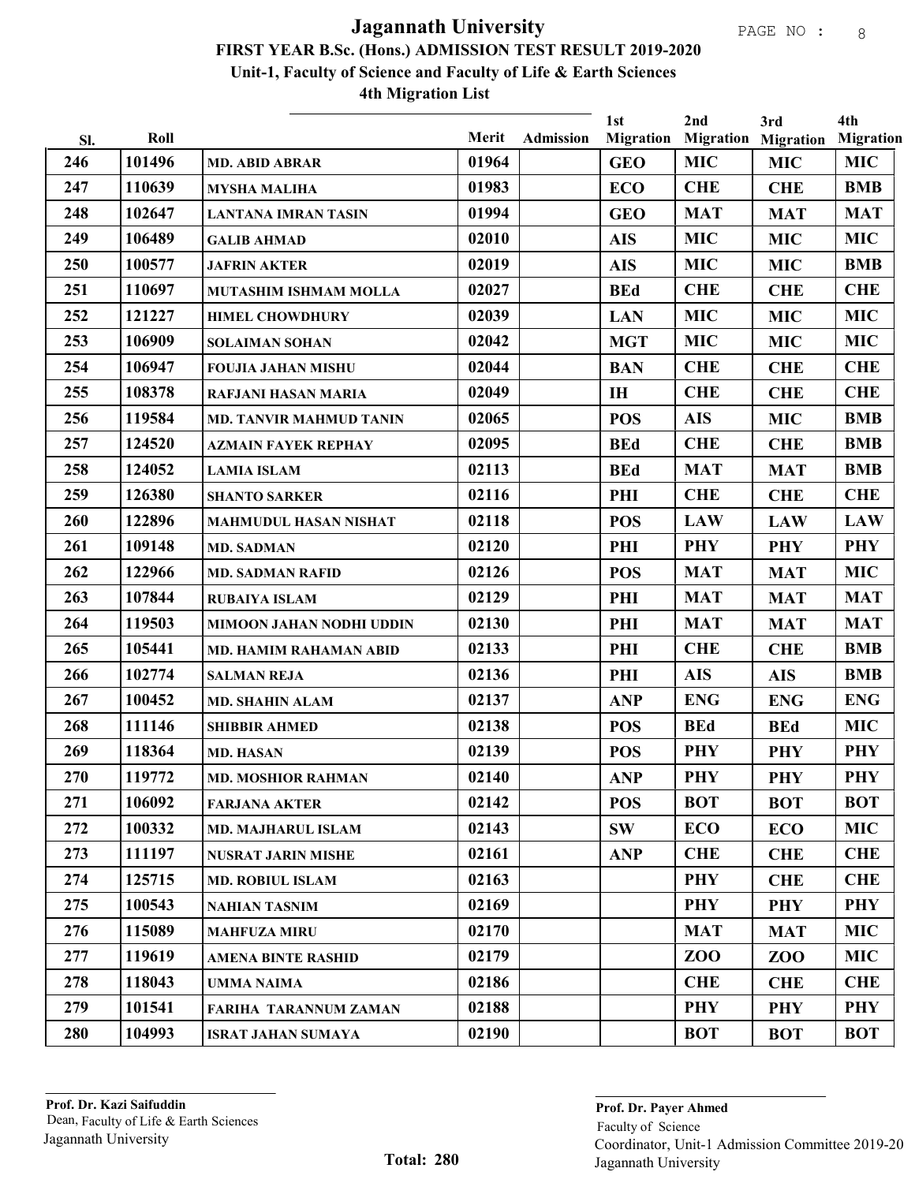# Jagannath University

## FIRST YEAR B.Sc. (Hons.) ADMISSION TEST RESULT 2019-2020

### Unit-1, Faculty of Science and Faculty of Life & Earth Sciences

### 4th Migration List

| Sl. | Roll | | Merit | Admission | 1st Migration | 2nd Migration | 3rd Migration | 4th Migration |
|---|---|---|---|---|---|---|---|---|
| 246 | 101496 | MD. ABID ABRAR | 01964 | | GEO | MIC | MIC | MIC |
| 247 | 110639 | MYSHA MALIHA | 01983 | | ECO | CHE | CHE | BMB |
| 248 | 102647 | LANTANA IMRAN TASIN | 01994 | | GEO | MAT | MAT | MAT |
| 249 | 106489 | GALIB AHMAD | 02010 | | AIS | MIC | MIC | MIC |
| 250 | 100577 | JAFRIN AKTER | 02019 | | AIS | MIC | MIC | BMB |
| 251 | 110697 | MUTASHIM ISHMAM MOLLA | 02027 | | BEd | CHE | CHE | CHE |
| 252 | 121227 | HIMEL CHOWDHURY | 02039 | | LAN | MIC | MIC | MIC |
| 253 | 106909 | SOLAIMAN SOHAN | 02042 | | MGT | MIC | MIC | MIC |
| 254 | 106947 | FOUJIA JAHAN MISHU | 02044 | | BAN | CHE | CHE | CHE |
| 255 | 108378 | RAFJANI HASAN MARIA | 02049 | | IH | CHE | CHE | CHE |
| 256 | 119584 | MD. TANVIR MAHMUD TANIN | 02065 | | POS | AIS | MIC | BMB |
| 257 | 124520 | AZMAIN FAYEK REPHAY | 02095 | | BEd | CHE | CHE | BMB |
| 258 | 124052 | LAMIA ISLAM | 02113 | | BEd | MAT | MAT | BMB |
| 259 | 126380 | SHANTO SARKER | 02116 | | PHI | CHE | CHE | CHE |
| 260 | 122896 | MAHMUDUL HASAN NISHAT | 02118 | | POS | LAW | LAW | LAW |
| 261 | 109148 | MD. SADMAN | 02120 | | PHI | PHY | PHY | PHY |
| 262 | 122966 | MD. SADMAN RAFID | 02126 | | POS | MAT | MAT | MIC |
| 263 | 107844 | RUBAIYA ISLAM | 02129 | | PHI | MAT | MAT | MAT |
| 264 | 119503 | MIMOON JAHAN NODHI UDDIN | 02130 | | PHI | MAT | MAT | MAT |
| 265 | 105441 | MD. HAMIM RAHAMAN ABID | 02133 | | PHI | CHE | CHE | BMB |
| 266 | 102774 | SALMAN REJA | 02136 | | PHI | AIS | AIS | BMB |
| 267 | 100452 | MD. SHAHIN ALAM | 02137 | | ANP | ENG | ENG | ENG |
| 268 | 111146 | SHIBBIR AHMED | 02138 | | POS | BEd | BEd | MIC |
| 269 | 118364 | MD. HASAN | 02139 | | POS | PHY | PHY | PHY |
| 270 | 119772 | MD. MOSHIOR RAHMAN | 02140 | | ANP | PHY | PHY | PHY |
| 271 | 106092 | FARJANA AKTER | 02142 | | POS | BOT | BOT | BOT |
| 272 | 100332 | MD. MAJHARUL ISLAM | 02143 | | SW | ECO | ECO | MIC |
| 273 | 111197 | NUSRAT JARIN MISHE | 02161 | | ANP | CHE | CHE | CHE |
| 274 | 125715 | MD. ROBIUL ISLAM | 02163 | | | PHY | CHE | CHE |
| 275 | 100543 | NAHIAN TASNIM | 02169 | | | PHY | PHY | PHY |
| 276 | 115089 | MAHFUZA MIRU | 02170 | | | MAT | MAT | MIC |
| 277 | 119619 | AMENA BINTE RASHID | 02179 | | | ZOO | ZOO | MIC |
| 278 | 118043 | UMMA NAIMA | 02186 | | | CHE | CHE | CHE |
| 279 | 101541 | FARIHA TARANNUM ZAMAN | 02188 | | | PHY | PHY | PHY |
| 280 | 104993 | ISRAT JAHAN SUMAYA | 02190 | | | BOT | BOT | BOT |

**Prof. Dr. Kazi Saifuddin**
Dean, Faculty of Life & Earth Sciences
Jagannath University

**Total: 280**

**Prof. Dr. Payer Ahmed**
Faculty of Science
Coordinator, Unit-1 Admission Committee 2019-20
Jagannath University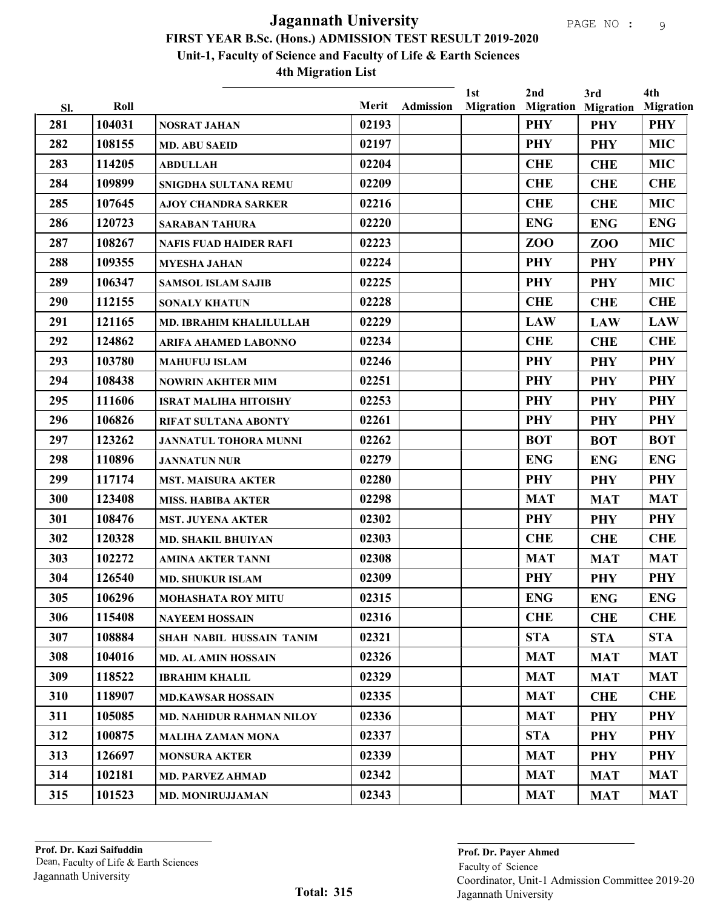# Jagannath University

**FIRST YEAR B.Sc. (Hons.) ADMISSION TEST RESULT 2019-2020**

**Unit-1, Faculty of Science and Faculty of Life & Earth Sciences**

**4th Migration List**

| Sl. | Roll | | Merit | Admission | 1st Migration | 2nd Migration | 3rd Migration | 4th Migration |
|---|---|---|---|---|---|---|---|---|
| 281 | 104031 | NOSRAT JAHAN | 02193 | | | PHY | PHY | PHY |
| 282 | 108155 | MD. ABU SAEID | 02197 | | | PHY | PHY | MIC |
| 283 | 114205 | ABDULLAH | 02204 | | | CHE | CHE | MIC |
| 284 | 109899 | SNIGDHA SULTANA REMU | 02209 | | | CHE | CHE | CHE |
| 285 | 107645 | AJOY CHANDRA SARKER | 02216 | | | CHE | CHE | MIC |
| 286 | 120723 | SARABAN TAHURA | 02220 | | | ENG | ENG | ENG |
| 287 | 108267 | NAFIS FUAD HAIDER RAFI | 02223 | | | ZOO | ZOO | MIC |
| 288 | 109355 | MYESHA JAHAN | 02224 | | | PHY | PHY | PHY |
| 289 | 106347 | SAMSOL ISLAM SAJIB | 02225 | | | PHY | PHY | MIC |
| 290 | 112155 | SONALY KHATUN | 02228 | | | CHE | CHE | CHE |
| 291 | 121165 | MD. IBRAHIM KHALILULLAH | 02229 | | | LAW | LAW | LAW |
| 292 | 124862 | ARIFA AHAMED LABONNO | 02234 | | | CHE | CHE | CHE |
| 293 | 103780 | MAHUFUJ ISLAM | 02246 | | | PHY | PHY | PHY |
| 294 | 108438 | NOWRIN AKHTER MIM | 02251 | | | PHY | PHY | PHY |
| 295 | 111606 | ISRAT MALIHA HITOISHY | 02253 | | | PHY | PHY | PHY |
| 296 | 106826 | RIFAT SULTANA ABONTY | 02261 | | | PHY | PHY | PHY |
| 297 | 123262 | JANNATUL TOHORA MUNNI | 02262 | | | BOT | BOT | BOT |
| 298 | 110896 | JANNATUN NUR | 02279 | | | ENG | ENG | ENG |
| 299 | 117174 | MST. MAISURA AKTER | 02280 | | | PHY | PHY | PHY |
| 300 | 123408 | MISS. HABIBA AKTER | 02298 | | | MAT | MAT | MAT |
| 301 | 108476 | MST. JUYENA AKTER | 02302 | | | PHY | PHY | PHY |
| 302 | 120328 | MD. SHAKIL BHUIYAN | 02303 | | | CHE | CHE | CHE |
| 303 | 102272 | AMINA AKTER TANNI | 02308 | | | MAT | MAT | MAT |
| 304 | 126540 | MD. SHUKUR ISLAM | 02309 | | | PHY | PHY | PHY |
| 305 | 106296 | MOHASHATA ROY MITU | 02315 | | | ENG | ENG | ENG |
| 306 | 115408 | NAYEEM HOSSAIN | 02316 | | | CHE | CHE | CHE |
| 307 | 108884 | SHAH NABIL HUSSAIN TANIM | 02321 | | | STA | STA | STA |
| 308 | 104016 | MD. AL AMIN HOSSAIN | 02326 | | | MAT | MAT | MAT |
| 309 | 118522 | IBRAHIM KHALIL | 02329 | | | MAT | MAT | MAT |
| 310 | 118907 | MD.KAWSAR HOSSAIN | 02335 | | | MAT | CHE | CHE |
| 311 | 105085 | MD. NAHIDUR RAHMAN NILOY | 02336 | | | MAT | PHY | PHY |
| 312 | 100875 | MALIHA ZAMAN MONA | 02337 | | | STA | PHY | PHY |
| 313 | 126697 | MONSURA AKTER | 02339 | | | MAT | PHY | PHY |
| 314 | 102181 | MD. PARVEZ AHMAD | 02342 | | | MAT | MAT | MAT |
| 315 | 101523 | MD. MONIRUJJAMAN | 02343 | | | MAT | MAT | MAT |

**Total: 315**

**Prof. Dr. Kazi Saifuddin**
Dean, Faculty of Life & Earth Sciences
Jagannath University

**Prof. Dr. Payer Ahmed**
Faculty of Science
Coordinator, Unit-1 Admission Committee 2019-20
Jagannath University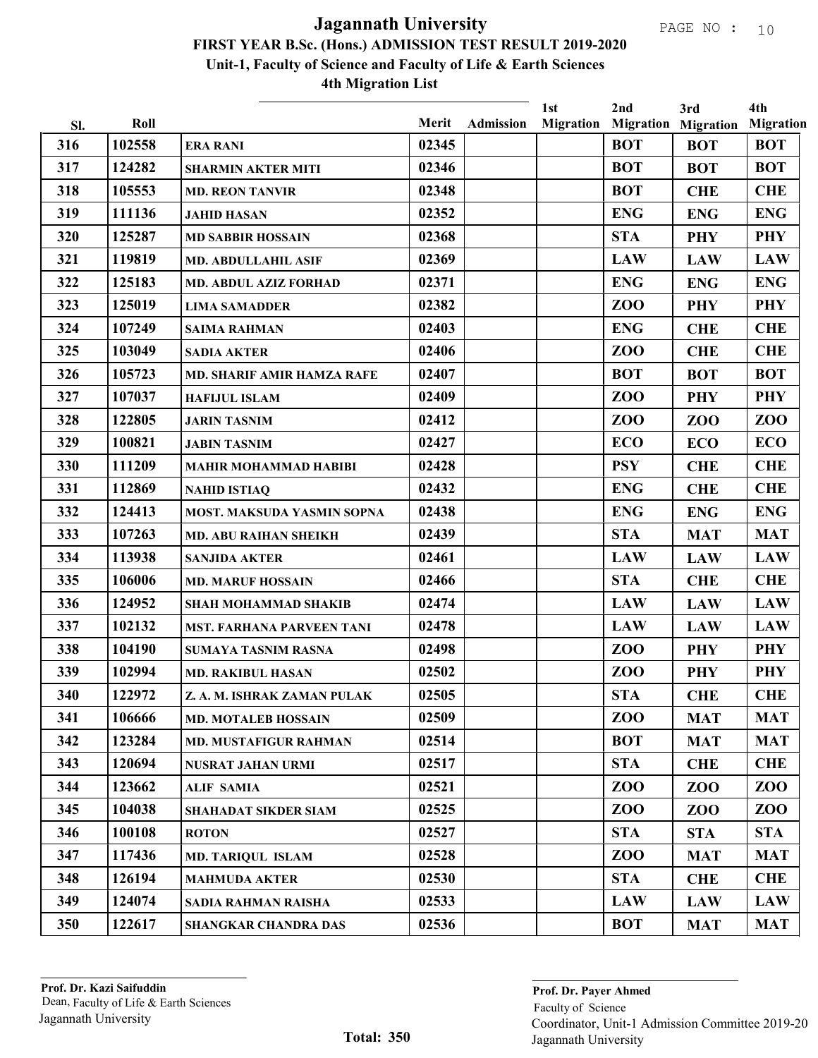# Jagannath University

## FIRST YEAR B.Sc. (Hons.) ADMISSION TEST RESULT 2019-2020

### Unit-1, Faculty of Science and Faculty of Life & Earth Sciences

### 4th Migration List

| Sl. | Roll | | Merit | Admission | 1st Migration | 2nd Migration | 3rd Migration | 4th Migration |
|---|---|---|---|---|---|---|---|---|
| 316 | 102558 | ERA RANI | 02345 | | | BOT | BOT | BOT |
| 317 | 124282 | SHARMIN AKTER MITI | 02346 | | | BOT | BOT | BOT |
| 318 | 105553 | MD. REON TANVIR | 02348 | | | BOT | CHE | CHE |
| 319 | 111136 | JAHID HASAN | 02352 | | | ENG | ENG | ENG |
| 320 | 125287 | MD SABBIR HOSSAIN | 02368 | | | STA | PHY | PHY |
| 321 | 119819 | MD. ABDULLAHIL ASIF | 02369 | | | LAW | LAW | LAW |
| 322 | 125183 | MD. ABDUL AZIZ FORHAD | 02371 | | | ENG | ENG | ENG |
| 323 | 125019 | LIMA SAMADDER | 02382 | | | ZOO | PHY | PHY |
| 324 | 107249 | SAIMA RAHMAN | 02403 | | | ENG | CHE | CHE |
| 325 | 103049 | SADIA AKTER | 02406 | | | ZOO | CHE | CHE |
| 326 | 105723 | MD. SHARIF AMIR HAMZA RAFE | 02407 | | | BOT | BOT | BOT |
| 327 | 107037 | HAFIJUL ISLAM | 02409 | | | ZOO | PHY | PHY |
| 328 | 122805 | JARIN TASNIM | 02412 | | | ZOO | ZOO | ZOO |
| 329 | 100821 | JABIN TASNIM | 02427 | | | ECO | ECO | ECO |
| 330 | 111209 | MAHIR MOHAMMAD HABIBI | 02428 | | | PSY | CHE | CHE |
| 331 | 112869 | NAHID ISTIAQ | 02432 | | | ENG | CHE | CHE |
| 332 | 124413 | MOST. MAKSUDA YASMIN SOPNA | 02438 | | | ENG | ENG | ENG |
| 333 | 107263 | MD. ABU RAIHAN SHEIKH | 02439 | | | STA | MAT | MAT |
| 334 | 113938 | SANJIDA AKTER | 02461 | | | LAW | LAW | LAW |
| 335 | 106006 | MD. MARUF HOSSAIN | 02466 | | | STA | CHE | CHE |
| 336 | 124952 | SHAH MOHAMMAD SHAKIB | 02474 | | | LAW | LAW | LAW |
| 337 | 102132 | MST. FARHANA PARVEEN TANI | 02478 | | | LAW | LAW | LAW |
| 338 | 104190 | SUMAYA TASNIM RASNA | 02498 | | | ZOO | PHY | PHY |
| 339 | 102994 | MD. RAKIBUL HASAN | 02502 | | | ZOO | PHY | PHY |
| 340 | 122972 | Z. A. M. ISHRAK ZAMAN PULAK | 02505 | | | STA | CHE | CHE |
| 341 | 106666 | MD. MOTALEB HOSSAIN | 02509 | | | ZOO | MAT | MAT |
| 342 | 123284 | MD. MUSTAFIGUR RAHMAN | 02514 | | | BOT | MAT | MAT |
| 343 | 120694 | NUSRAT JAHAN URMI | 02517 | | | STA | CHE | CHE |
| 344 | 123662 | ALIF SAMIA | 02521 | | | ZOO | ZOO | ZOO |
| 345 | 104038 | SHAHADAT SIKDER SIAM | 02525 | | | ZOO | ZOO | ZOO |
| 346 | 100108 | ROTON | 02527 | | | STA | STA | STA |
| 347 | 117436 | MD. TARIQUL ISLAM | 02528 | | | ZOO | MAT | MAT |
| 348 | 126194 | MAHMUDA AKTER | 02530 | | | STA | CHE | CHE |
| 349 | 124074 | SADIA RAHMAN RAISHA | 02533 | | | LAW | LAW | LAW |
| 350 | 122617 | SHANGKAR CHANDRA DAS | 02536 | | | BOT | MAT | MAT |

**Prof. Dr. Kazi Saifuddin**
Dean, Faculty of Life & Earth Sciences
Jagannath University

**Total: 350**

**Prof. Dr. Payer Ahmed**
Faculty of Science
Coordinator, Unit-1 Admission Committee 2019-20
Jagannath University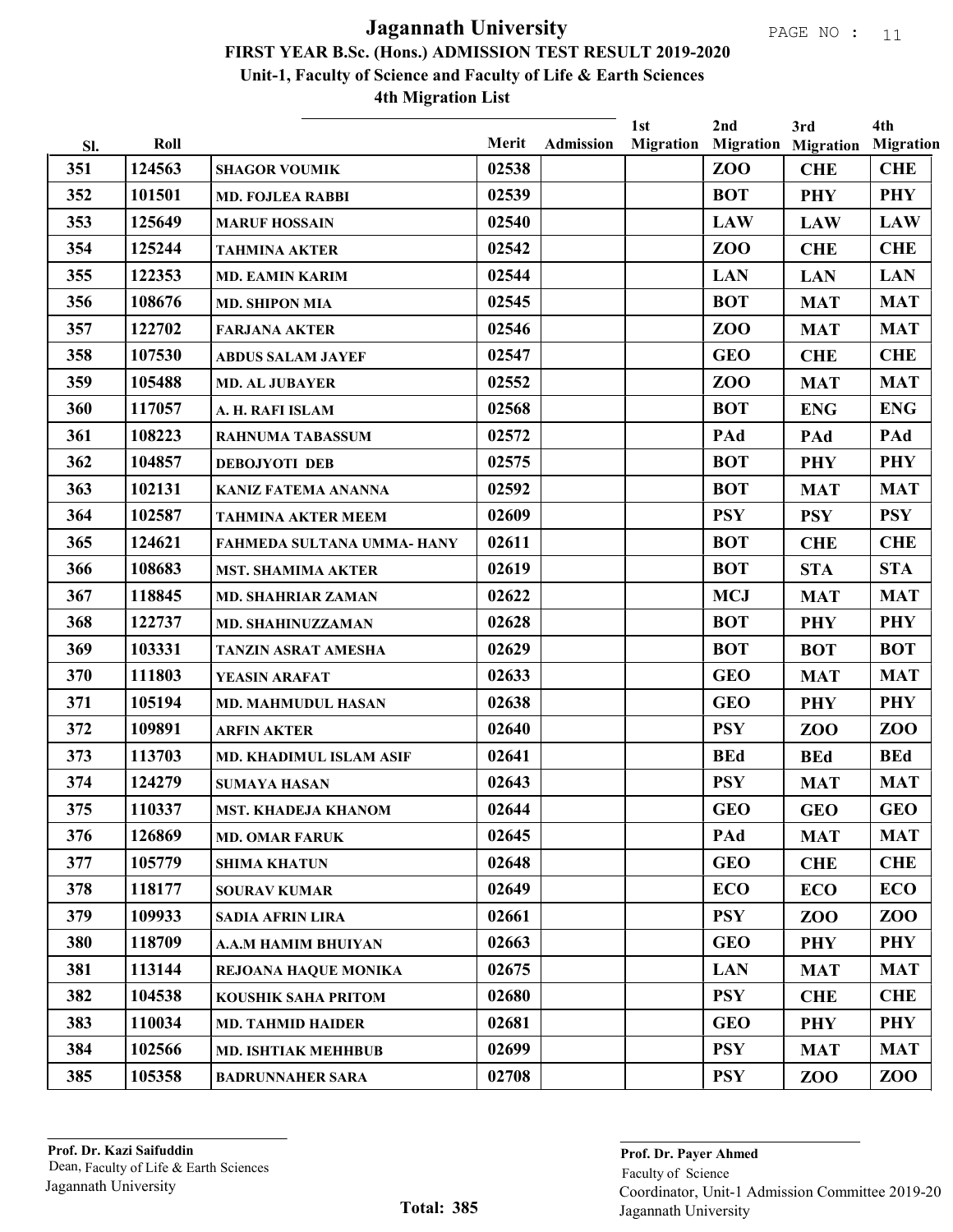# Jagannath University

## FIRST YEAR B.Sc. (Hons.) ADMISSION TEST RESULT 2019-2020

### Unit-1, Faculty of Science and Faculty of Life & Earth Sciences

### 4th Migration List

| Sl. | Roll | | Merit | Admission | 1st Migration | 2nd Migration | 3rd Migration | 4th Migration |
|---|---|---|---|---|---|---|---|---|
| 351 | 124563 | SHAGOR VOUMIK | 02538 | | | ZOO | CHE | CHE |
| 352 | 101501 | MD. FOJLEA RABBI | 02539 | | | BOT | PHY | PHY |
| 353 | 125649 | MARUF HOSSAIN | 02540 | | | LAW | LAW | LAW |
| 354 | 125244 | TAHMINA AKTER | 02542 | | | ZOO | CHE | CHE |
| 355 | 122353 | MD. EAMIN KARIM | 02544 | | | LAN | LAN | LAN |
| 356 | 108676 | MD. SHIPON MIA | 02545 | | | BOT | MAT | MAT |
| 357 | 122702 | FARJANA AKTER | 02546 | | | ZOO | MAT | MAT |
| 358 | 107530 | ABDUS SALAM JAYEF | 02547 | | | GEO | CHE | CHE |
| 359 | 105488 | MD. AL JUBAYER | 02552 | | | ZOO | MAT | MAT |
| 360 | 117057 | A. H. RAFI ISLAM | 02568 | | | BOT | ENG | ENG |
| 361 | 108223 | RAHNUMA TABASSUM | 02572 | | | PAd | PAd | PAd |
| 362 | 104857 | DEBOJYOTI DEB | 02575 | | | BOT | PHY | PHY |
| 363 | 102131 | KANIZ FATEMA ANANNA | 02592 | | | BOT | MAT | MAT |
| 364 | 102587 | TAHMINA AKTER MEEM | 02609 | | | PSY | PSY | PSY |
| 365 | 124621 | FAHMEDA SULTANA UMMA- HANY | 02611 | | | BOT | CHE | CHE |
| 366 | 108683 | MST. SHAMIMA AKTER | 02619 | | | BOT | STA | STA |
| 367 | 118845 | MD. SHAHRIAR ZAMAN | 02622 | | | MCJ | MAT | MAT |
| 368 | 122737 | MD. SHAHINUZZAMAN | 02628 | | | BOT | PHY | PHY |
| 369 | 103331 | TANZIN ASRAT AMESHA | 02629 | | | BOT | BOT | BOT |
| 370 | 111803 | YEASIN ARAFAT | 02633 | | | GEO | MAT | MAT |
| 371 | 105194 | MD. MAHMUDUL HASAN | 02638 | | | GEO | PHY | PHY |
| 372 | 109891 | ARFIN AKTER | 02640 | | | PSY | ZOO | ZOO |
| 373 | 113703 | MD. KHADIMUL ISLAM ASIF | 02641 | | | BEd | BEd | BEd |
| 374 | 124279 | SUMAYA HASAN | 02643 | | | PSY | MAT | MAT |
| 375 | 110337 | MST. KHADEJA KHANOM | 02644 | | | GEO | GEO | GEO |
| 376 | 126869 | MD. OMAR FARUK | 02645 | | | PAd | MAT | MAT |
| 377 | 105779 | SHIMA KHATUN | 02648 | | | GEO | CHE | CHE |
| 378 | 118177 | SOURAV KUMAR | 02649 | | | ECO | ECO | ECO |
| 379 | 109933 | SADIA AFRIN LIRA | 02661 | | | PSY | ZOO | ZOO |
| 380 | 118709 | A.A.M HAMIM BHUIYAN | 02663 | | | GEO | PHY | PHY |
| 381 | 113144 | REJOANA HAQUE MONIKA | 02675 | | | LAN | MAT | MAT |
| 382 | 104538 | KOUSHIK SAHA PRITOM | 02680 | | | PSY | CHE | CHE |
| 383 | 110034 | MD. TAHMID HAIDER | 02681 | | | GEO | PHY | PHY |
| 384 | 102566 | MD. ISHTIAK MEHHBUB | 02699 | | | PSY | MAT | MAT |
| 385 | 105358 | BADRUNNAHER SARA | 02708 | | | PSY | ZOO | ZOO |

**Prof. Dr. Kazi Saifuddin**
Dean, Faculty of Life & Earth Sciences
Jagannath University

**Total: 385**

**Prof. Dr. Payer Ahmed**
Faculty of Science
Coordinator, Unit-1 Admission Committee 2019-20
Jagannath University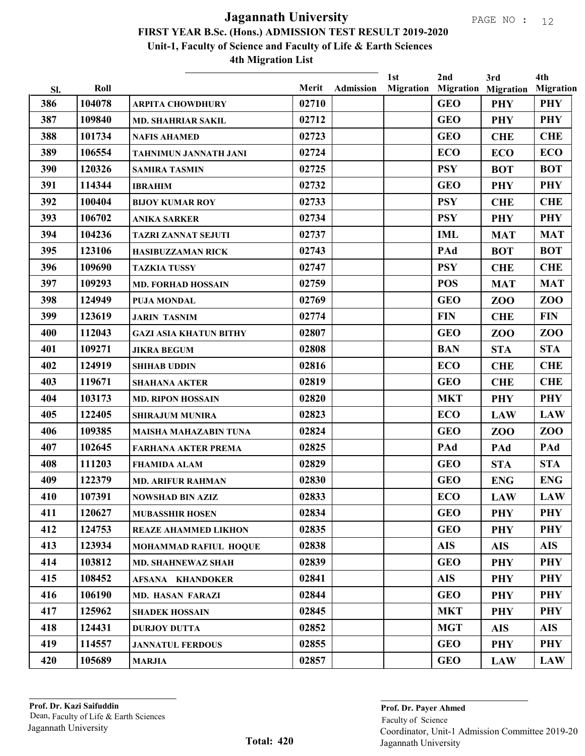# Jagannath University

## FIRST YEAR B.Sc. (Hons.) ADMISSION TEST RESULT 2019-2020

### Unit-1, Faculty of Science and Faculty of Life & Earth Sciences

### 4th Migration List

| Sl. | Roll | | Merit | Admission | 1st Migration | 2nd Migration | 3rd Migration | 4th Migration |
|---|---|---|---|---|---|---|---|---|
| 386 | 104078 | ARPITA CHOWDHURY | 02710 | | | GEO | PHY | PHY |
| 387 | 109840 | MD. SHAHRIAR SAKIL | 02712 | | | GEO | PHY | PHY |
| 388 | 101734 | NAFIS AHAMED | 02723 | | | GEO | CHE | CHE |
| 389 | 106554 | TAHNIMUN JANNATH JANI | 02724 | | | ECO | ECO | ECO |
| 390 | 120326 | SAMIRA TASMIN | 02725 | | | PSY | BOT | BOT |
| 391 | 114344 | IBRAHIM | 02732 | | | GEO | PHY | PHY |
| 392 | 100404 | BIJOY KUMAR ROY | 02733 | | | PSY | CHE | CHE |
| 393 | 106702 | ANIKA SARKER | 02734 | | | PSY | PHY | PHY |
| 394 | 104236 | TAZRI ZANNAT SEJUTI | 02737 | | | IML | MAT | MAT |
| 395 | 123106 | HASIBUZZAMAN RICK | 02743 | | | PAd | BOT | BOT |
| 396 | 109690 | TAZKIA TUSSY | 02747 | | | PSY | CHE | CHE |
| 397 | 109293 | MD. FORHAD HOSSAIN | 02759 | | | POS | MAT | MAT |
| 398 | 124949 | PUJA MONDAL | 02769 | | | GEO | ZOO | ZOO |
| 399 | 123619 | JARIN TASNIM | 02774 | | | FIN | CHE | FIN |
| 400 | 112043 | GAZI ASIA KHATUN BITHY | 02807 | | | GEO | ZOO | ZOO |
| 401 | 109271 | JIKRA BEGUM | 02808 | | | BAN | STA | STA |
| 402 | 124919 | SHIHAB UDDIN | 02816 | | | ECO | CHE | CHE |
| 403 | 119671 | SHAHANA AKTER | 02819 | | | GEO | CHE | CHE |
| 404 | 103173 | MD. RIPON HOSSAIN | 02820 | | | MKT | PHY | PHY |
| 405 | 122405 | SHIRAJUM MUNIRA | 02823 | | | ECO | LAW | LAW |
| 406 | 109385 | MAISHA MAHAZABIN TUNA | 02824 | | | GEO | ZOO | ZOO |
| 407 | 102645 | FARHANA AKTER PREMA | 02825 | | | PAd | PAd | PAd |
| 408 | 111203 | FHAMIDA ALAM | 02829 | | | GEO | STA | STA |
| 409 | 122379 | MD. ARIFUR RAHMAN | 02830 | | | GEO | ENG | ENG |
| 410 | 107391 | NOWSHAD BIN AZIZ | 02833 | | | ECO | LAW | LAW |
| 411 | 120627 | MUBASSHIR HOSEN | 02834 | | | GEO | PHY | PHY |
| 412 | 124753 | REAZE AHAMMED LIKHON | 02835 | | | GEO | PHY | PHY |
| 413 | 123934 | MOHAMMAD RAFIUL HOQUE | 02838 | | | AIS | AIS | AIS |
| 414 | 103812 | MD. SHAHNEWAZ SHAH | 02839 | | | GEO | PHY | PHY |
| 415 | 108452 | AFSANA KHANDOKER | 02841 | | | AIS | PHY | PHY |
| 416 | 106190 | MD. HASAN FARAZI | 02844 | | | GEO | PHY | PHY |
| 417 | 125962 | SHADEK HOSSAIN | 02845 | | | MKT | PHY | PHY |
| 418 | 124431 | DURJOY DUTTA | 02852 | | | MGT | AIS | AIS |
| 419 | 114557 | JANNATUL FERDOUS | 02855 | | | GEO | PHY | PHY |
| 420 | 105689 | MARJIA | 02857 | | | GEO | LAW | LAW |

**Total: 420**

**Prof. Dr. Kazi Saifuddin**
Dean, Faculty of Life & Earth Sciences
Jagannath University

**Prof. Dr. Payer Ahmed**
Faculty of Science
Coordinator, Unit-1 Admission Committee 2019-20
Jagannath University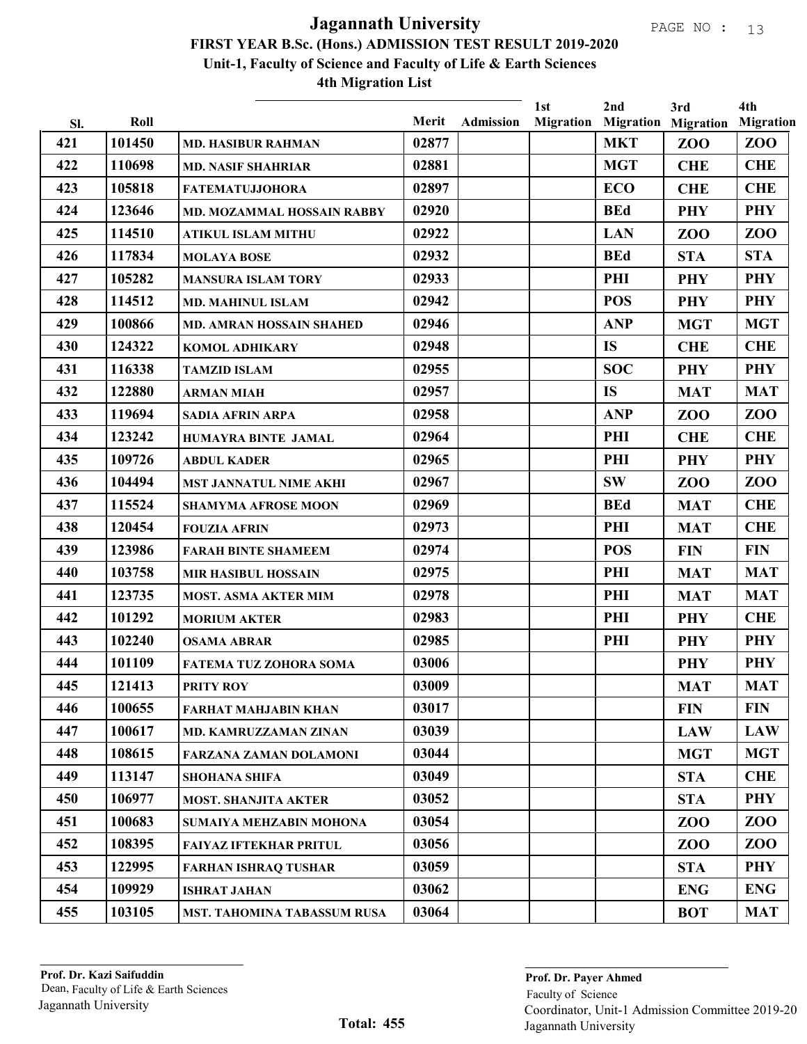# Jagannath University

## FIRST YEAR B.Sc. (Hons.) ADMISSION TEST RESULT 2019-2020

### Unit-1, Faculty of Science and Faculty of Life & Earth Sciences

### 4th Migration List

| Sl. | Roll | | Merit | Admission | 1st Migration | 2nd Migration | 3rd Migration | 4th Migration |
|---|---|---|---|---|---|---|---|---|
| 421 | 101450 | MD. HASIBUR RAHMAN | 02877 | | | MKT | ZOO | ZOO |
| 422 | 110698 | MD. NASIF SHAHRIAR | 02881 | | | MGT | CHE | CHE |
| 423 | 105818 | FATEMATUJJOHORA | 02897 | | | ECO | CHE | CHE |
| 424 | 123646 | MD. MOZAMMAL HOSSAIN RABBY | 02920 | | | BEd | PHY | PHY |
| 425 | 114510 | ATIKUL ISLAM MITHU | 02922 | | | LAN | ZOO | ZOO |
| 426 | 117834 | MOLAYA BOSE | 02932 | | | BEd | STA | STA |
| 427 | 105282 | MANSURA ISLAM TORY | 02933 | | | PHI | PHY | PHY |
| 428 | 114512 | MD. MAHINUL ISLAM | 02942 | | | POS | PHY | PHY |
| 429 | 100866 | MD. AMRAN HOSSAIN SHAHED | 02946 | | | ANP | MGT | MGT |
| 430 | 124322 | KOMOL ADHIKARY | 02948 | | | IS | CHE | CHE |
| 431 | 116338 | TAMZID ISLAM | 02955 | | | SOC | PHY | PHY |
| 432 | 122880 | ARMAN MIAH | 02957 | | | IS | MAT | MAT |
| 433 | 119694 | SADIA AFRIN ARPA | 02958 | | | ANP | ZOO | ZOO |
| 434 | 123242 | HUMAYRA BINTE JAMAL | 02964 | | | PHI | CHE | CHE |
| 435 | 109726 | ABDUL KADER | 02965 | | | PHI | PHY | PHY |
| 436 | 104494 | MST JANNATUL NIME AKHI | 02967 | | | SW | ZOO | ZOO |
| 437 | 115524 | SHAMYMA AFROSE MOON | 02969 | | | BEd | MAT | CHE |
| 438 | 120454 | FOUZIA AFRIN | 02973 | | | PHI | MAT | CHE |
| 439 | 123986 | FARAH BINTE SHAMEEM | 02974 | | | POS | FIN | FIN |
| 440 | 103758 | MIR HASIBUL HOSSAIN | 02975 | | | PHI | MAT | MAT |
| 441 | 123735 | MOST. ASMA AKTER MIM | 02978 | | | PHI | MAT | MAT |
| 442 | 101292 | MORIUM AKTER | 02983 | | | PHI | PHY | CHE |
| 443 | 102240 | OSAMA ABRAR | 02985 | | | PHI | PHY | PHY |
| 444 | 101109 | FATEMA TUZ ZOHORA SOMA | 03006 | | | | PHY | PHY |
| 445 | 121413 | PRITY ROY | 03009 | | | | MAT | MAT |
| 446 | 100655 | FARHAT MAHJABIN KHAN | 03017 | | | | FIN | FIN |
| 447 | 100617 | MD. KAMRUZZAMAN ZINAN | 03039 | | | | LAW | LAW |
| 448 | 108615 | FARZANA ZAMAN DOLAMONI | 03044 | | | | MGT | MGT |
| 449 | 113147 | SHOHANA SHIFA | 03049 | | | | STA | CHE |
| 450 | 106977 | MOST. SHANJITA AKTER | 03052 | | | | STA | PHY |
| 451 | 100683 | SUMAIYA MEHZABIN MOHONA | 03054 | | | | ZOO | ZOO |
| 452 | 108395 | FAIYAZ IFTEKHAR PRITUL | 03056 | | | | ZOO | ZOO |
| 453 | 122995 | FARHAN ISHRAQ TUSHAR | 03059 | | | | STA | PHY |
| 454 | 109929 | ISHRAT JAHAN | 03062 | | | | ENG | ENG |
| 455 | 103105 | MST. TAHOMINA TABASSUM RUSA | 03064 | | | | BOT | MAT |

**Prof. Dr. Kazi Saifuddin**
Dean, Faculty of Life & Earth Sciences
Jagannath University

**Total: 455**

**Prof. Dr. Payer Ahmed**
Faculty of Science
Coordinator, Unit-1 Admission Committee 2019-20
Jagannath University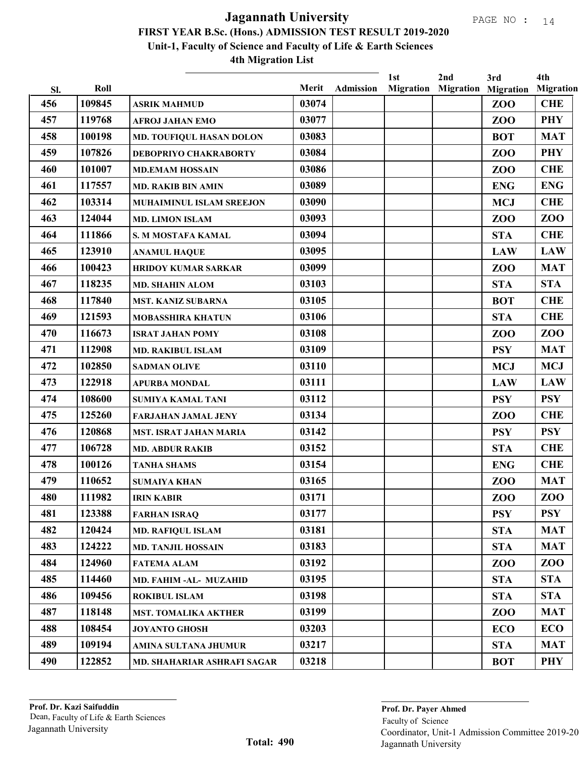# Jagannath University

## FIRST YEAR B.Sc. (Hons.) ADMISSION TEST RESULT 2019-2020

### Unit-1, Faculty of Science and Faculty of Life & Earth Sciences

### 4th Migration List

| Sl. | Roll | | Merit | Admission | 1st Migration | 2nd Migration | 3rd Migration | 4th Migration |
|---|---|---|---|---|---|---|---|---|
| 456 | 109845 | ASRIK MAHMUD | 03074 | | | | ZOO | CHE |
| 457 | 119768 | AFROJ JAHAN EMO | 03077 | | | | ZOO | PHY |
| 458 | 100198 | MD. TOUFIQUL HASAN DOLON | 03083 | | | | BOT | MAT |
| 459 | 107826 | DEBOPRIYO CHAKRABORTY | 03084 | | | | ZOO | PHY |
| 460 | 101007 | MD.EMAM HOSSAIN | 03086 | | | | ZOO | CHE |
| 461 | 117557 | MD. RAKIB BIN AMIN | 03089 | | | | ENG | ENG |
| 462 | 103314 | MUHAIMINUL ISLAM SREEJON | 03090 | | | | MCJ | CHE |
| 463 | 124044 | MD. LIMON ISLAM | 03093 | | | | ZOO | ZOO |
| 464 | 111866 | S. M MOSTAFA KAMAL | 03094 | | | | STA | CHE |
| 465 | 123910 | ANAMUL HAQUE | 03095 | | | | LAW | LAW |
| 466 | 100423 | HRIDOY KUMAR SARKAR | 03099 | | | | ZOO | MAT |
| 467 | 118235 | MD. SHAHIN ALOM | 03103 | | | | STA | STA |
| 468 | 117840 | MST. KANIZ SUBARNA | 03105 | | | | BOT | CHE |
| 469 | 121593 | MOBASSHIRA KHATUN | 03106 | | | | STA | CHE |
| 470 | 116673 | ISRAT JAHAN POMY | 03108 | | | | ZOO | ZOO |
| 471 | 112908 | MD. RAKIBUL ISLAM | 03109 | | | | PSY | MAT |
| 472 | 102850 | SADMAN OLIVE | 03110 | | | | MCJ | MCJ |
| 473 | 122918 | APURBA MONDAL | 03111 | | | | LAW | LAW |
| 474 | 108600 | SUMIYA KAMAL TANI | 03112 | | | | PSY | PSY |
| 475 | 125260 | FARJAHAN JAMAL JENY | 03134 | | | | ZOO | CHE |
| 476 | 120868 | MST. ISRAT JAHAN MARIA | 03142 | | | | PSY | PSY |
| 477 | 106728 | MD. ABDUR RAKIB | 03152 | | | | STA | CHE |
| 478 | 100126 | TANHA SHAMS | 03154 | | | | ENG | CHE |
| 479 | 110652 | SUMAIYA KHAN | 03165 | | | | ZOO | MAT |
| 480 | 111982 | IRIN KABIR | 03171 | | | | ZOO | ZOO |
| 481 | 123388 | FARHAN ISRAQ | 03177 | | | | PSY | PSY |
| 482 | 120424 | MD. RAFIQUL ISLAM | 03181 | | | | STA | MAT |
| 483 | 124222 | MD. TANJIL HOSSAIN | 03183 | | | | STA | MAT |
| 484 | 124960 | FATEMA ALAM | 03192 | | | | ZOO | ZOO |
| 485 | 114460 | MD. FAHIM -AL- MUZAHID | 03195 | | | | STA | STA |
| 486 | 109456 | ROKIBUL ISLAM | 03198 | | | | STA | STA |
| 487 | 118148 | MST. TOMALIKA AKTHER | 03199 | | | | ZOO | MAT |
| 488 | 108454 | JOYANTO GHOSH | 03203 | | | | ECO | ECO |
| 489 | 109194 | AMINA SULTANA JHUMUR | 03217 | | | | STA | MAT |
| 490 | 122852 | MD. SHAHARIAR ASHRAFI SAGAR | 03218 | | | | BOT | PHY |

**Prof. Dr. Kazi Saifuddin**
Dean, Faculty of Life & Earth Sciences
Jagannath University

**Total: 490**

**Prof. Dr. Payer Ahmed**
Faculty of Science
Coordinator, Unit-1 Admission Committee 2019-20
Jagannath University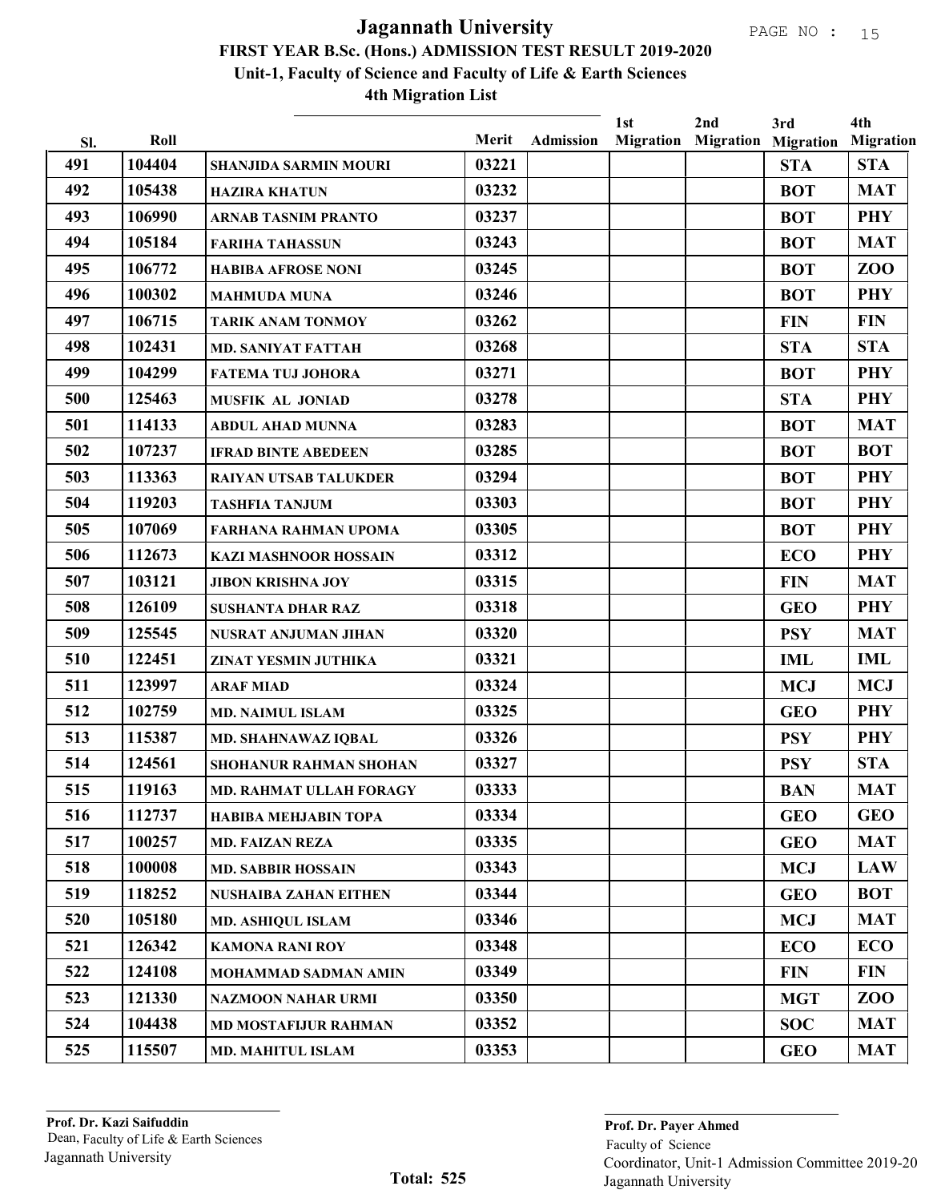# Jagannath University

## FIRST YEAR B.Sc. (Hons.) ADMISSION TEST RESULT 2019-2020

### Unit-1, Faculty of Science and Faculty of Life & Earth Sciences

### 4th Migration List

| Sl. | Roll | | Merit | Admission | 1st Migration | 2nd Migration | 3rd Migration | 4th Migration |
|---|---|---|---|---|---|---|---|---|
| 491 | 104404 | SHANJIDA SARMIN MOURI | 03221 | | | | STA | STA |
| 492 | 105438 | HAZIRA KHATUN | 03232 | | | | BOT | MAT |
| 493 | 106990 | ARNAB TASNIM PRANTO | 03237 | | | | BOT | PHY |
| 494 | 105184 | FARIHA TAHASSUN | 03243 | | | | BOT | MAT |
| 495 | 106772 | HABIBA AFROSE NONI | 03245 | | | | BOT | ZOO |
| 496 | 100302 | MAHMUDA MUNA | 03246 | | | | BOT | PHY |
| 497 | 106715 | TARIK ANAM TONMOY | 03262 | | | | FIN | FIN |
| 498 | 102431 | MD. SANIYAT FATTAH | 03268 | | | | STA | STA |
| 499 | 104299 | FATEMA TUJ JOHORA | 03271 | | | | BOT | PHY |
| 500 | 125463 | MUSFIK AL JONIAD | 03278 | | | | STA | PHY |
| 501 | 114133 | ABDUL AHAD MUNNA | 03283 | | | | BOT | MAT |
| 502 | 107237 | IFRAD BINTE ABEDEEN | 03285 | | | | BOT | BOT |
| 503 | 113363 | RAIYAN UTSAB TALUKDER | 03294 | | | | BOT | PHY |
| 504 | 119203 | TASHFIA TANJUM | 03303 | | | | BOT | PHY |
| 505 | 107069 | FARHANA RAHMAN UPOMA | 03305 | | | | BOT | PHY |
| 506 | 112673 | KAZI MASHNOOR HOSSAIN | 03312 | | | | ECO | PHY |
| 507 | 103121 | JIBON KRISHNA JOY | 03315 | | | | FIN | MAT |
| 508 | 126109 | SUSHANTA DHAR RAZ | 03318 | | | | GEO | PHY |
| 509 | 125545 | NUSRAT ANJUMAN JIHAN | 03320 | | | | PSY | MAT |
| 510 | 122451 | ZINAT YESMIN JUTHIKA | 03321 | | | | IML | IML |
| 511 | 123997 | ARAF MIAD | 03324 | | | | MCJ | MCJ |
| 512 | 102759 | MD. NAIMUL ISLAM | 03325 | | | | GEO | PHY |
| 513 | 115387 | MD. SHAHNAWAZ IQBAL | 03326 | | | | PSY | PHY |
| 514 | 124561 | SHOHANUR RAHMAN SHOHAN | 03327 | | | | PSY | STA |
| 515 | 119163 | MD. RAHMAT ULLAH FORAGY | 03333 | | | | BAN | MAT |
| 516 | 112737 | HABIBA MEHJABIN TOPA | 03334 | | | | GEO | GEO |
| 517 | 100257 | MD. FAIZAN REZA | 03335 | | | | GEO | MAT |
| 518 | 100008 | MD. SABBIR HOSSAIN | 03343 | | | | MCJ | LAW |
| 519 | 118252 | NUSHAIBA ZAHAN EITHEN | 03344 | | | | GEO | BOT |
| 520 | 105180 | MD. ASHIQUL ISLAM | 03346 | | | | MCJ | MAT |
| 521 | 126342 | KAMONA RANI ROY | 03348 | | | | ECO | ECO |
| 522 | 124108 | MOHAMMAD SADMAN AMIN | 03349 | | | | FIN | FIN |
| 523 | 121330 | NAZMOON NAHAR URMI | 03350 | | | | MGT | ZOO |
| 524 | 104438 | MD MOSTAFIJUR RAHMAN | 03352 | | | | SOC | MAT |
| 525 | 115507 | MD. MAHITUL ISLAM | 03353 | | | | GEO | MAT |

**Total: 525**

**Prof. Dr. Kazi Saifuddin**
Dean, Faculty of Life & Earth Sciences
Jagannath University

**Prof. Dr. Payer Ahmed**
Faculty of Science
Coordinator, Unit-1 Admission Committee 2019-20
Jagannath University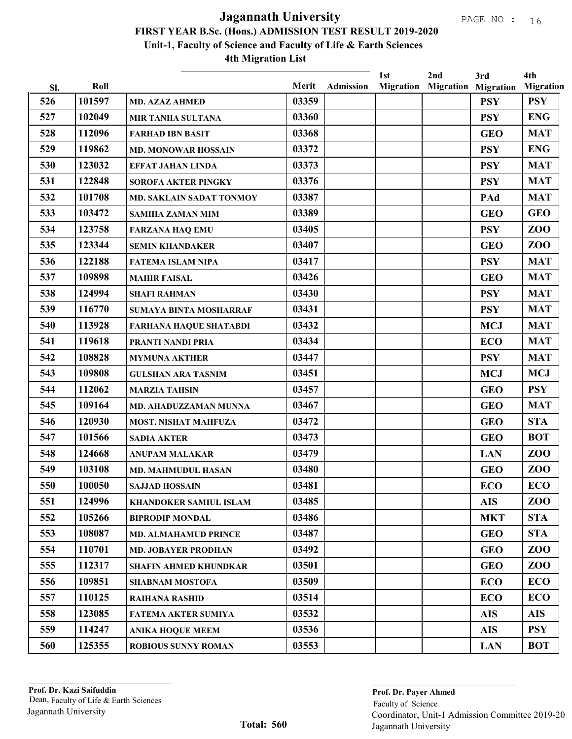# Jagannath University

## FIRST YEAR B.Sc. (Hons.) ADMISSION TEST RESULT 2019-2020

### Unit-1, Faculty of Science and Faculty of Life & Earth Sciences

### 4th Migration List

| Sl. | Roll | | Merit | Admission | 1st Migration | 2nd Migration | 3rd Migration | 4th Migration |
|---|---|---|---|---|---|---|---|---|
| 526 | 101597 | MD. AZAZ AHMED | 03359 | | | | PSY | PSY |
| 527 | 102049 | MIR TANHA SULTANA | 03360 | | | | PSY | ENG |
| 528 | 112096 | FARHAD IBN BASIT | 03368 | | | | GEO | MAT |
| 529 | 119862 | MD. MONOWAR HOSSAIN | 03372 | | | | PSY | ENG |
| 530 | 123032 | EFFAT JAHAN LINDA | 03373 | | | | PSY | MAT |
| 531 | 122848 | SOROFA AKTER PINGKY | 03376 | | | | PSY | MAT |
| 532 | 101708 | MD. SAKLAIN SADAT TONMOY | 03387 | | | | PAd | MAT |
| 533 | 103472 | SAMIHA ZAMAN MIM | 03389 | | | | GEO | GEO |
| 534 | 123758 | FARZANA HAQ EMU | 03405 | | | | PSY | ZOO |
| 535 | 123344 | SEMIN KHANDAKER | 03407 | | | | GEO | ZOO |
| 536 | 122188 | FATEMA ISLAM NIPA | 03417 | | | | PSY | MAT |
| 537 | 109898 | MAHIR FAISAL | 03426 | | | | GEO | MAT |
| 538 | 124994 | SHAFI RAHMAN | 03430 | | | | PSY | MAT |
| 539 | 116770 | SUMAYA BINTA MOSHARRAF | 03431 | | | | PSY | MAT |
| 540 | 113928 | FARHANA HAQUE SHATABDI | 03432 | | | | MCJ | MAT |
| 541 | 119618 | PRANTI NANDI PRIA | 03434 | | | | ECO | MAT |
| 542 | 108828 | MYMUNA AKTHER | 03447 | | | | PSY | MAT |
| 543 | 109808 | GULSHAN ARA TASNIM | 03451 | | | | MCJ | MCJ |
| 544 | 112062 | MARZIA TAHSIN | 03457 | | | | GEO | PSY |
| 545 | 109164 | MD. AHADUZZAMAN MUNNA | 03467 | | | | GEO | MAT |
| 546 | 120930 | MOST. NISHAT MAHFUZA | 03472 | | | | GEO | STA |
| 547 | 101566 | SADIA AKTER | 03473 | | | | GEO | BOT |
| 548 | 124668 | ANUPAM MALAKAR | 03479 | | | | LAN | ZOO |
| 549 | 103108 | MD. MAHMUDUL HASAN | 03480 | | | | GEO | ZOO |
| 550 | 100050 | SAJJAD HOSSAIN | 03481 | | | | ECO | ECO |
| 551 | 124996 | KHANDOKER SAMIUL ISLAM | 03485 | | | | AIS | ZOO |
| 552 | 105266 | BIPRODIP MONDAL | 03486 | | | | MKT | STA |
| 553 | 108087 | MD. ALMAHAMUD PRINCE | 03487 | | | | GEO | STA |
| 554 | 110701 | MD. JOBAYER PRODHAN | 03492 | | | | GEO | ZOO |
| 555 | 112317 | SHAFIN AHMED KHUNDKAR | 03501 | | | | GEO | ZOO |
| 556 | 109851 | SHABNAM MOSTOFA | 03509 | | | | ECO | ECO |
| 557 | 110125 | RAIHANA RASHID | 03514 | | | | ECO | ECO |
| 558 | 123085 | FATEMA AKTER SUMIYA | 03532 | | | | AIS | AIS |
| 559 | 114247 | ANIKA HOQUE MEEM | 03536 | | | | AIS | PSY |
| 560 | 125355 | ROBIOUS SUNNY ROMAN | 03553 | | | | LAN | BOT |

**Prof. Dr. Kazi Saifuddin**
Dean, Faculty of Life & Earth Sciences
Jagannath University

**Total: 560**

**Prof. Dr. Payer Ahmed**
Faculty of Science
Coordinator, Unit-1 Admission Committee 2019-20
Jagannath University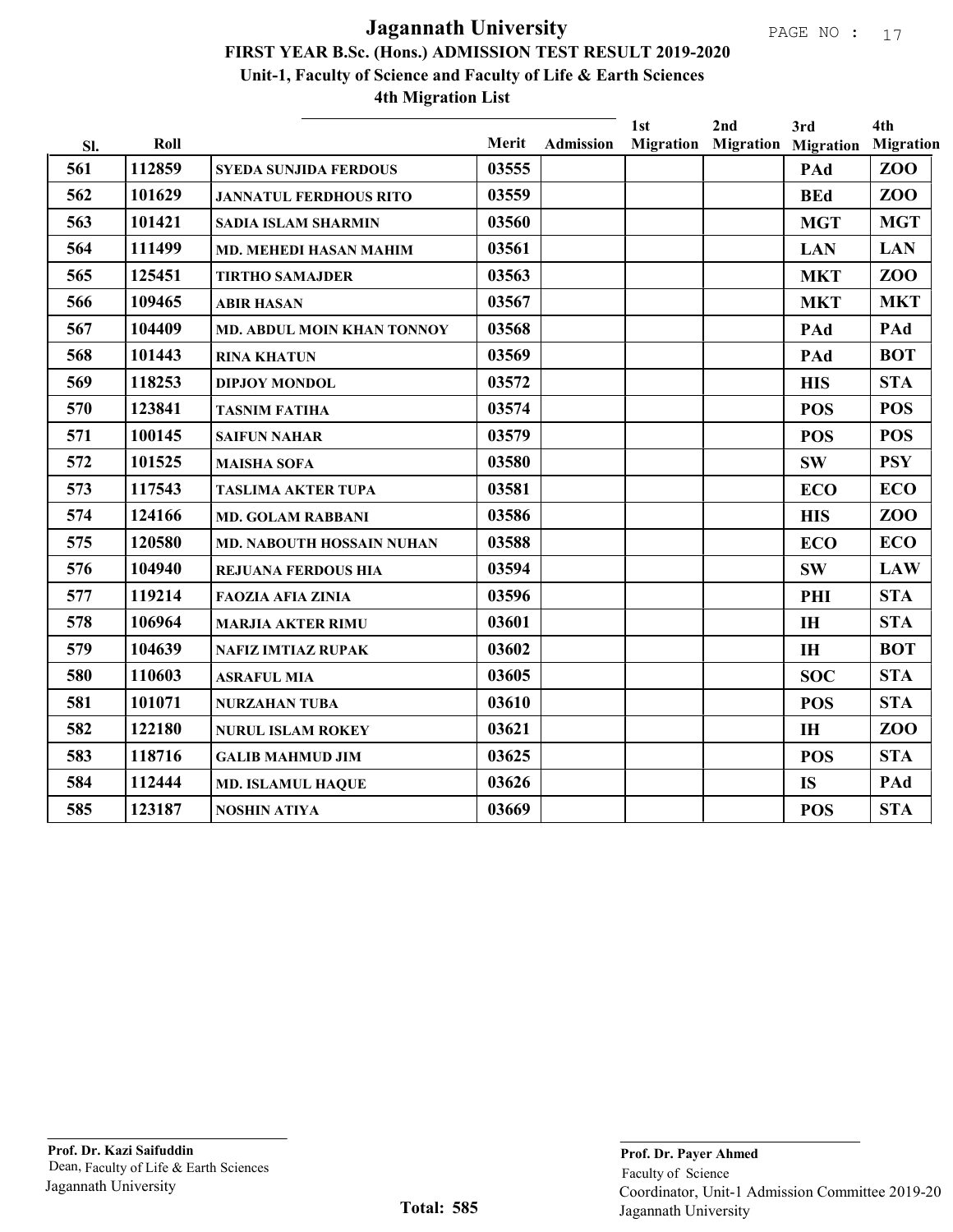# Jagannath University

## FIRST YEAR B.Sc. (Hons.) ADMISSION TEST RESULT 2019-2020

### Unit-1, Faculty of Science and Faculty of Life & Earth Sciences

### 4th Migration List

| Sl. | Roll | | Merit | Admission | 1st Migration | 2nd Migration | 3rd Migration | 4th Migration |
|---|---|---|---|---|---|---|---|---|
| 561 | 112859 | SYEDA SUNJIDA FERDOUS | 03555 | | | | PAd | ZOO |
| 562 | 101629 | JANNATUL FERDHOUS RITO | 03559 | | | | BEd | ZOO |
| 563 | 101421 | SADIA ISLAM SHARMIN | 03560 | | | | MGT | MGT |
| 564 | 111499 | MD. MEHEDI HASAN MAHIM | 03561 | | | | LAN | LAN |
| 565 | 125451 | TIRTHO SAMAJDER | 03563 | | | | MKT | ZOO |
| 566 | 109465 | ABIR HASAN | 03567 | | | | MKT | MKT |
| 567 | 104409 | MD. ABDUL MOIN KHAN TONNOY | 03568 | | | | PAd | PAd |
| 568 | 101443 | RINA KHATUN | 03569 | | | | PAd | BOT |
| 569 | 118253 | DIPJOY MONDOL | 03572 | | | | HIS | STA |
| 570 | 123841 | TASNIM FATIHA | 03574 | | | | POS | POS |
| 571 | 100145 | SAIFUN NAHAR | 03579 | | | | POS | POS |
| 572 | 101525 | MAISHA SOFA | 03580 | | | | SW | PSY |
| 573 | 117543 | TASLIMA AKTER TUPA | 03581 | | | | ECO | ECO |
| 574 | 124166 | MD. GOLAM RABBANI | 03586 | | | | HIS | ZOO |
| 575 | 120580 | MD. NABOUTH HOSSAIN NUHAN | 03588 | | | | ECO | ECO |
| 576 | 104940 | REJUANA FERDOUS HIA | 03594 | | | | SW | LAW |
| 577 | 119214 | FAOZIA AFIA ZINIA | 03596 | | | | PHI | STA |
| 578 | 106964 | MARJIA AKTER RIMU | 03601 | | | | IH | STA |
| 579 | 104639 | NAFIZ IMTIAZ RUPAK | 03602 | | | | IH | BOT |
| 580 | 110603 | ASRAFUL MIA | 03605 | | | | SOC | STA |
| 581 | 101071 | NURZAHAN TUBA | 03610 | | | | POS | STA |
| 582 | 122180 | NURUL ISLAM ROKEY | 03621 | | | | IH | ZOO |
| 583 | 118716 | GALIB MAHMUD JIM | 03625 | | | | POS | STA |
| 584 | 112444 | MD. ISLAMUL HAQUE | 03626 | | | | IS | PAd |
| 585 | 123187 | NOSHIN ATIYA | 03669 | | | | POS | STA |

**Prof. Dr. Kazi Saifuddin**
Dean, Faculty of Life & Earth Sciences
Jagannath University

**Total: 585**

**Prof. Dr. Payer Ahmed**
Faculty of Science
Coordinator, Unit-1 Admission Committee 2019-20
Jagannath University